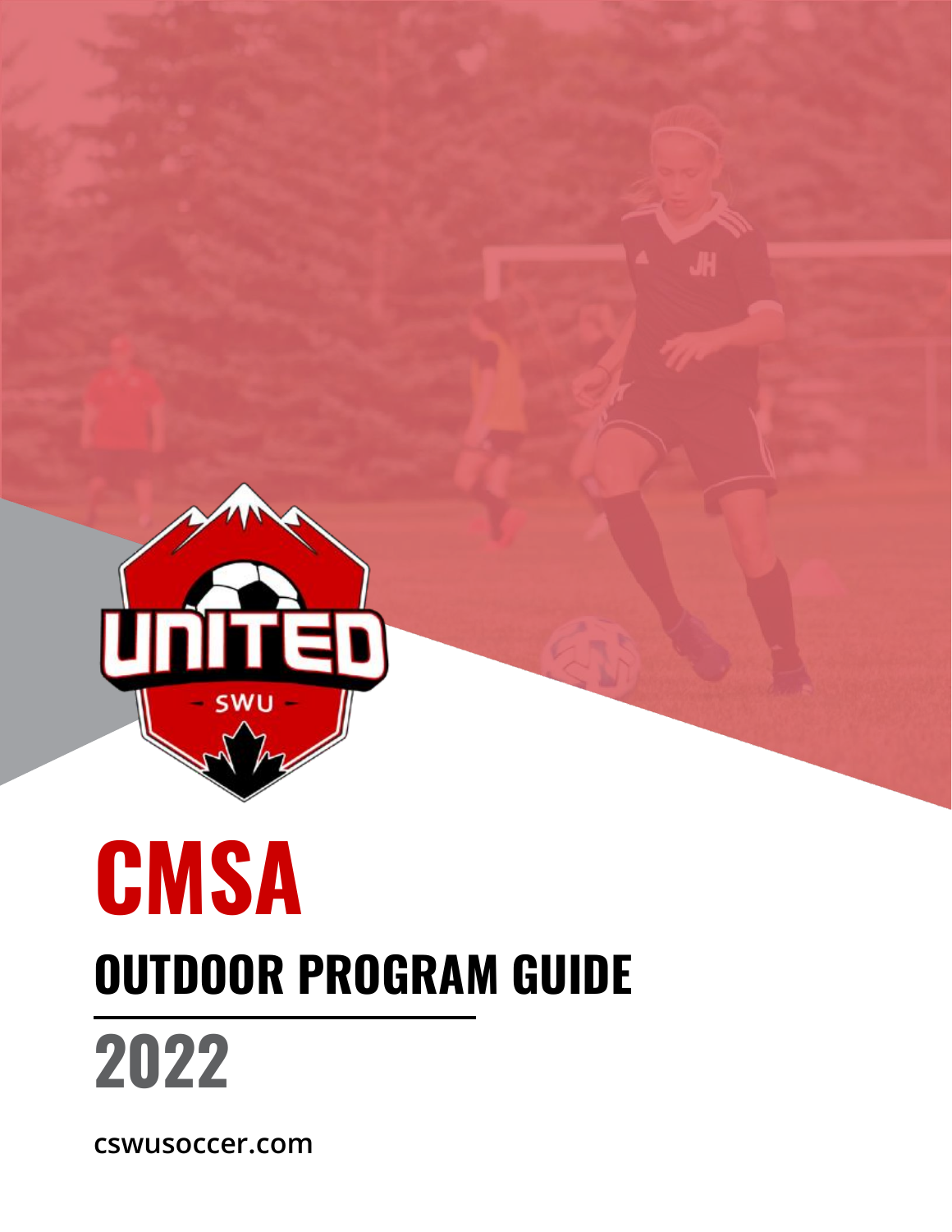# CMSA

## OUTDOOR PROGRAM GUIDE

## 2022

cswusoccer.com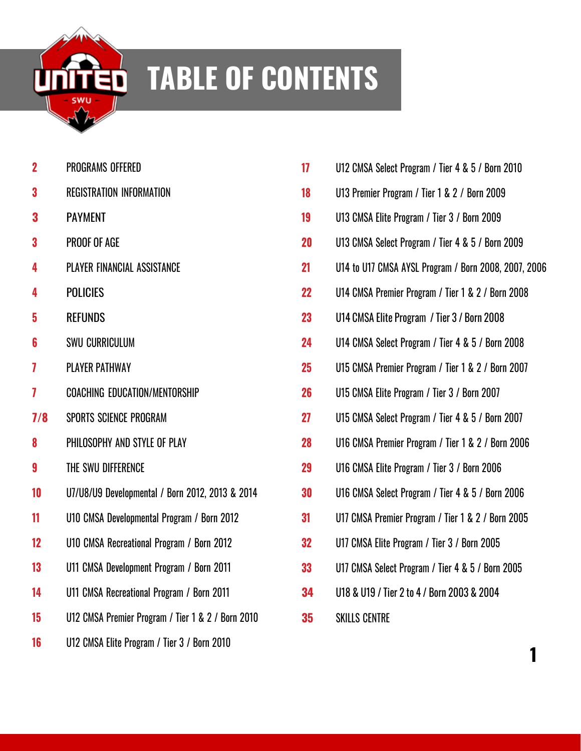# TABLE OF CONTENTS

| Page | Section |
|---|---|
| 2 | PROGRAMS OFFERED |
| 3 | REGISTRATION INFORMATION |
| 3 | PAYMENT |
| 3 | PROOF OF AGE |
| 4 | PLAYER FINANCIAL ASSISTANCE |
| 4 | POLICIES |
| 5 | REFUNDS |
| 6 | SWU CURRICULUM |
| 7 | PLAYER PATHWAY |
| 7 | COACHING EDUCATION/MENTORSHIP |
| 7/8 | SPORTS SCIENCE PROGRAM |
| 8 | PHILOSOPHY AND STYLE OF PLAY |
| 9 | THE SWU DIFFERENCE |
| 10 | U7/U8/U9 Developmental / Born 2012, 2013 & 2014 |
| 11 | U10 CMSA Developmental Program / Born 2012 |
| 12 | U10 CMSA Recreational Program / Born 2012 |
| 13 | U11 CMSA Development Program / Born 2011 |
| 14 | U11 CMSA Recreational Program / Born 2011 |
| 15 | U12 CMSA Premier Program / Tier 1 & 2 / Born 2010 |
| 16 | U12 CMSA Elite Program / Tier 3 / Born 2010 |
| 17 | U12 CMSA Select Program / Tier 4 & 5 / Born 2010 |
| 18 | U13 Premier Program / Tier 1 & 2 / Born 2009 |
| 19 | U13 CMSA Elite Program / Tier 3 / Born 2009 |
| 20 | U13 CMSA Select Program / Tier 4 & 5 / Born 2009 |
| 21 | U14 to U17 CMSA AYSL Program / Born 2008, 2007, 2006 |
| 22 | U14 CMSA Premier Program / Tier 1 & 2 / Born 2008 |
| 23 | U14 CMSA Elite Program / Tier 3 / Born 2008 |
| 24 | U14 CMSA Select Program / Tier 4 & 5 / Born 2008 |
| 25 | U15 CMSA Premier Program / Tier 1 & 2 / Born 2007 |
| 26 | U15 CMSA Elite Program / Tier 3 / Born 2007 |
| 27 | U15 CMSA Select Program / Tier 4 & 5 / Born 2007 |
| 28 | U16 CMSA Premier Program / Tier 1 & 2 / Born 2006 |
| 29 | U16 CMSA Elite Program / Tier 3 / Born 2006 |
| 30 | U16 CMSA Select Program / Tier 4 & 5 / Born 2006 |
| 31 | U17 CMSA Premier Program / Tier 1 & 2 / Born 2005 |
| 32 | U17 CMSA Elite Program / Tier 3 / Born 2005 |
| 33 | U17 CMSA Select Program / Tier 4 & 5 / Born 2005 |
| 34 | U18 & U19 / Tier 2 to 4 / Born 2003 & 2004 |
| 35 | SKILLS CENTRE |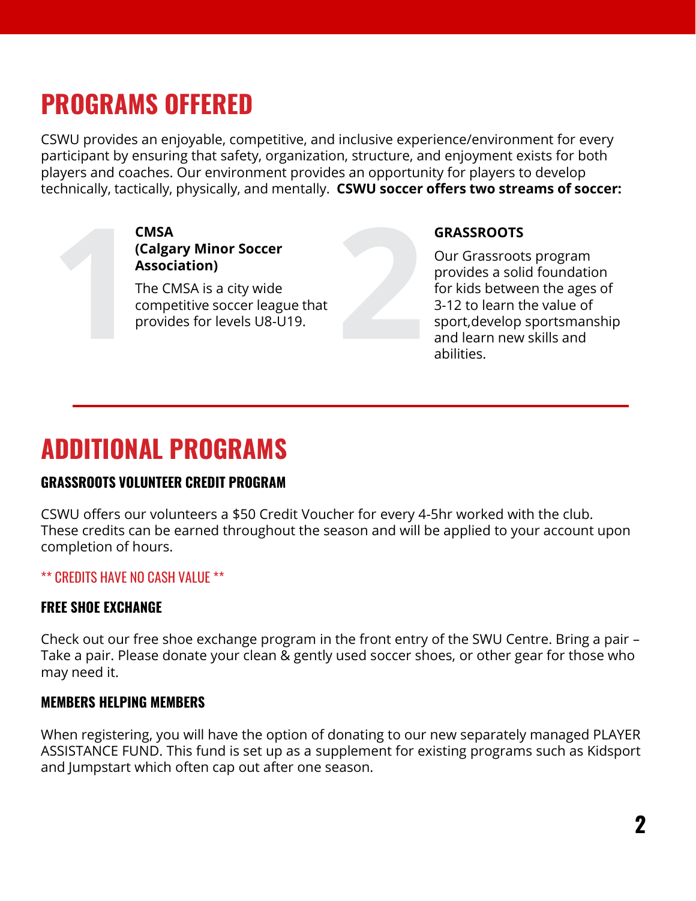# PROGRAMS OFFERED

CSWU provides an enjoyable, competitive, and inclusive experience/environment for every participant by ensuring that safety, organization, structure, and enjoyment exists for both players and coaches. Our environment provides an opportunity for players to develop technically, tactically, physically, and mentally. **CSWU soccer offers two streams of soccer:**

1. **CMSA (Calgary Minor Soccer Association)**

   The CMSA is a city wide competitive soccer league that provides for levels U8-U19.

2. **GRASSROOTS**

   Our Grassroots program provides a solid foundation for kids between the ages of 3-12 to learn the value of sport,develop sportsmanship and learn new skills and abilities.

# ADDITIONAL PROGRAMS

### GRASSROOTS VOLUNTEER CREDIT PROGRAM

CSWU offers our volunteers a $50 Credit Voucher for every 4-5hr worked with the club. These credits can be earned throughout the season and will be applied to your account upon completion of hours.

** CREDITS HAVE NO CASH VALUE **

### FREE SHOE EXCHANGE

Check out our free shoe exchange program in the front entry of the SWU Centre. Bring a pair – Take a pair. Please donate your clean & gently used soccer shoes, or other gear for those who may need it.

### MEMBERS HELPING MEMBERS

When registering, you will have the option of donating to our new separately managed PLAYER ASSISTANCE FUND. This fund is set up as a supplement for existing programs such as Kidsport and Jumpstart which often cap out after one season.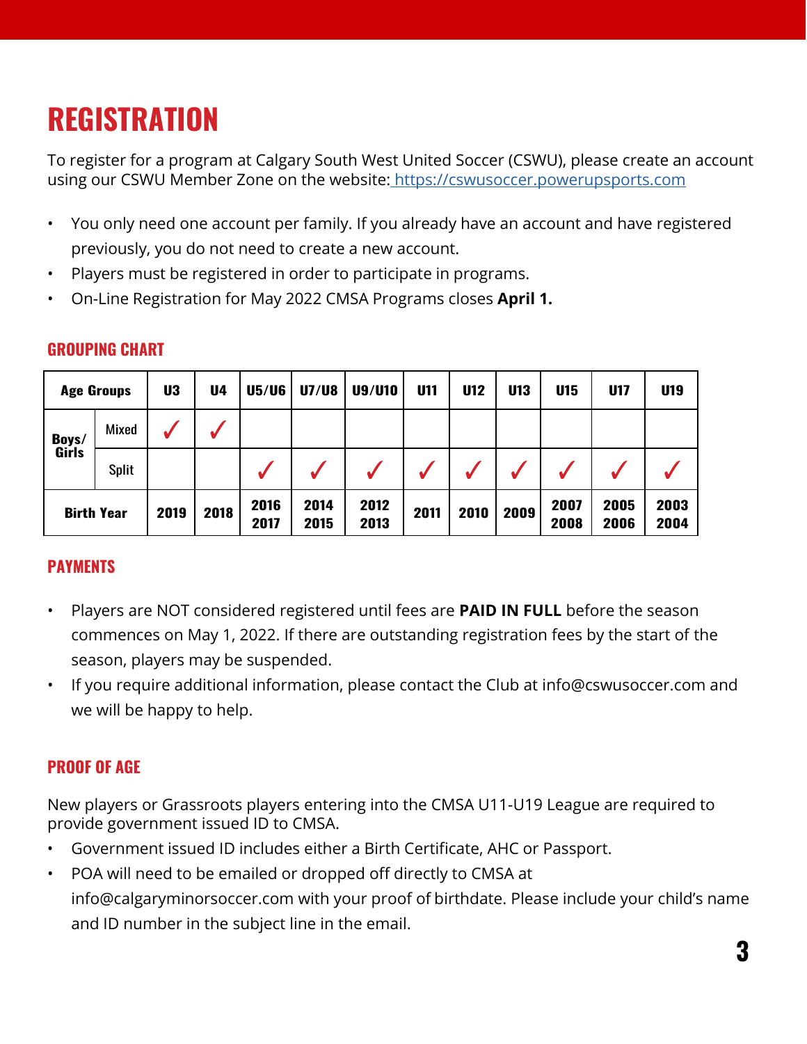# REGISTRATION

To register for a program at Calgary South West United Soccer (CSWU), please create an account using our CSWU Member Zone on the website: https://cswusoccer.powerupsports.com

- You only need one account per family. If you already have an account and have registered previously, you do not need to create a new account.
- Players must be registered in order to participate in programs.
- On-Line Registration for May 2022 CMSA Programs closes **April 1.**

## GROUPING CHART

| Age Groups | | U3 | U4 | U5/U6 | U7/U8 | U9/U10 | U11 | U12 | U13 | U15 | U17 | U19 |
|---|---|---|---|---|---|---|---|---|---|---|---|---|
| Boys/ Girls | Mixed | ✓ | ✓ | | | | | | | | | |
| | Split | | | ✓ | ✓ | ✓ | ✓ | ✓ | ✓ | ✓ | ✓ | ✓ |
| Birth Year | | 2019 | 2018 | 2016 2017 | 2014 2015 | 2012 2013 | 2011 | 2010 | 2009 | 2007 2008 | 2005 2006 | 2003 2004 |

## PAYMENTS

- Players are NOT considered registered until fees are **PAID IN FULL** before the season commences on May 1, 2022. If there are outstanding registration fees by the start of the season, players may be suspended.
- If you require additional information, please contact the Club at info@cswusoccer.com and we will be happy to help.

## PROOF OF AGE

New players or Grassroots players entering into the CMSA U11-U19 League are required to provide government issued ID to CMSA.

- Government issued ID includes either a Birth Certificate, AHC or Passport.
- POA will need to be emailed or dropped off directly to CMSA at info@calgaryminorsoccer.com with your proof of birthdate. Please include your child's name and ID number in the subject line in the email.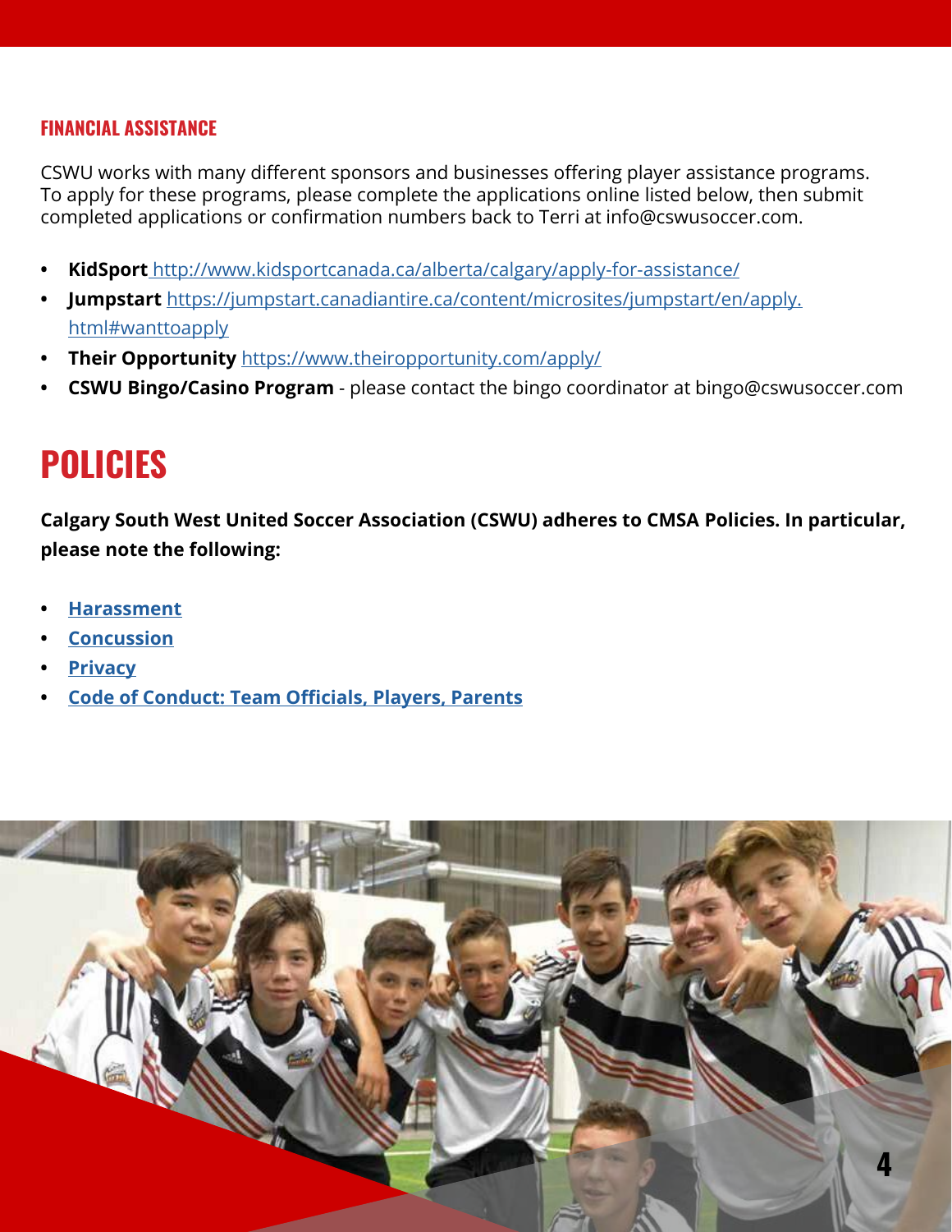### FINANCIAL ASSISTANCE

CSWU works with many different sponsors and businesses offering player assistance programs. To apply for these programs, please complete the applications online listed below, then submit completed applications or confirmation numbers back to Terri at info@cswusoccer.com.

- **KidSport** http://www.kidsportcanada.ca/alberta/calgary/apply-for-assistance/
- **Jumpstart** https://jumpstart.canadiantire.ca/content/microsites/jumpstart/en/apply.html#wanttoapply
- **Their Opportunity** https://www.theiropportunity.com/apply/
- **CSWU Bingo/Casino Program** - please contact the bingo coordinator at bingo@cswusoccer.com

# POLICIES

**Calgary South West United Soccer Association (CSWU) adheres to CMSA Policies. In particular, please note the following:**

- **Harassment**
- **Concussion**
- **Privacy**
- **Code of Conduct: Team Officials, Players, Parents**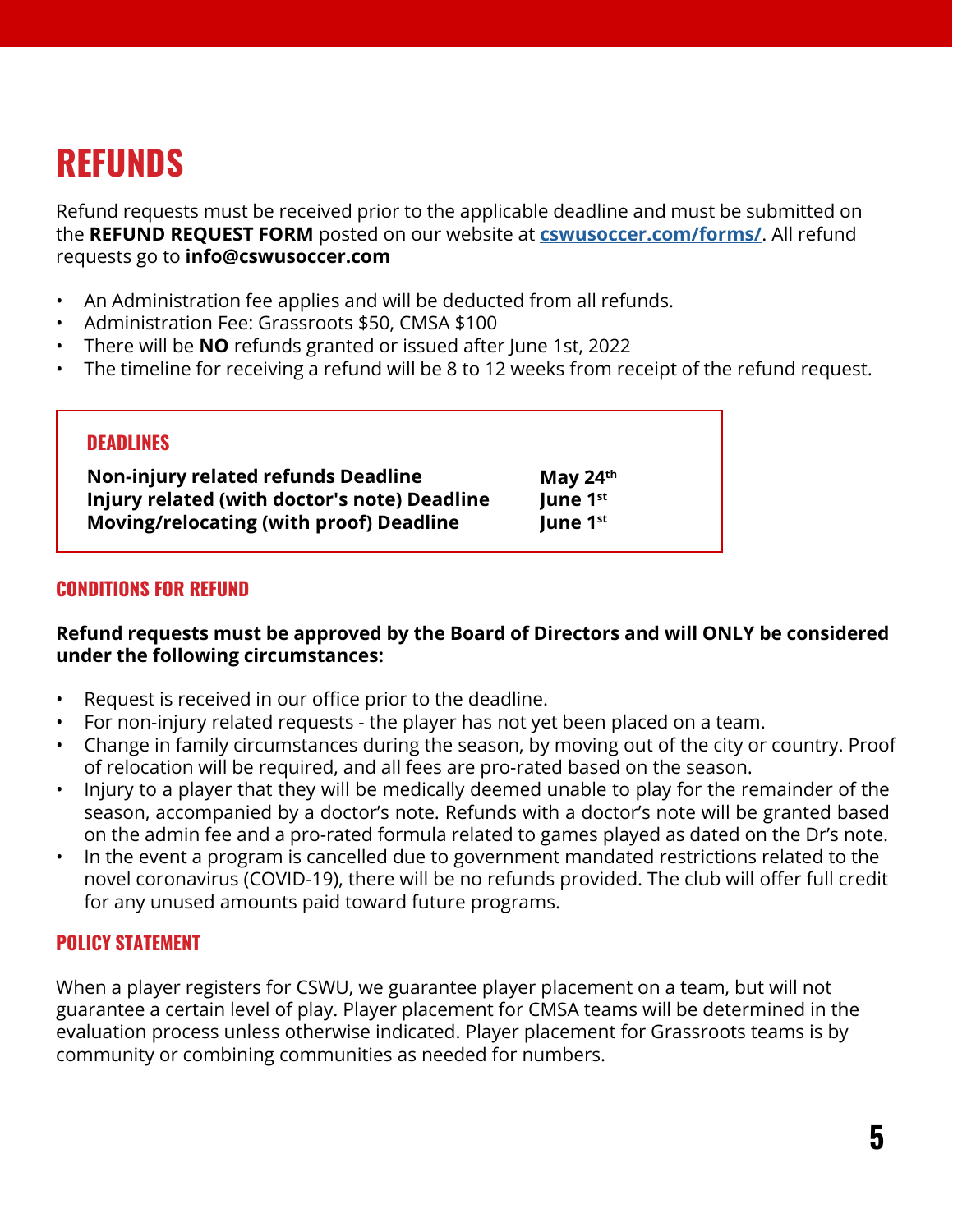# REFUNDS

Refund requests must be received prior to the applicable deadline and must be submitted on the **REFUND REQUEST FORM** posted on our website at [cswusoccer.com/forms/](cswusoccer.com/forms/). All refund requests go to **info@cswusoccer.com**

- An Administration fee applies and will be deducted from all refunds.
- Administration Fee: Grassroots $50, CMSA $100
- There will be **NO** refunds granted or issued after June 1st, 2022
- The timeline for receiving a refund will be 8 to 12 weeks from receipt of the refund request.

## DEADLINES

| | |
|---|---|
| **Non-injury related refunds Deadline** | **May 24th** |
| **Injury related (with doctor's note) Deadline** | **June 1st** |
| **Moving/relocating (with proof) Deadline** | **June 1st** |

## CONDITIONS FOR REFUND

**Refund requests must be approved by the Board of Directors and will ONLY be considered under the following circumstances:**

- Request is received in our office prior to the deadline.
- For non-injury related requests - the player has not yet been placed on a team.
- Change in family circumstances during the season, by moving out of the city or country. Proof of relocation will be required, and all fees are pro-rated based on the season.
- Injury to a player that they will be medically deemed unable to play for the remainder of the season, accompanied by a doctor's note. Refunds with a doctor's note will be granted based on the admin fee and a pro-rated formula related to games played as dated on the Dr's note.
- In the event a program is cancelled due to government mandated restrictions related to the novel coronavirus (COVID-19), there will be no refunds provided. The club will offer full credit for any unused amounts paid toward future programs.

## POLICY STATEMENT

When a player registers for CSWU, we guarantee player placement on a team, but will not guarantee a certain level of play. Player placement for CMSA teams will be determined in the evaluation process unless otherwise indicated. Player placement for Grassroots teams is by community or combining communities as needed for numbers.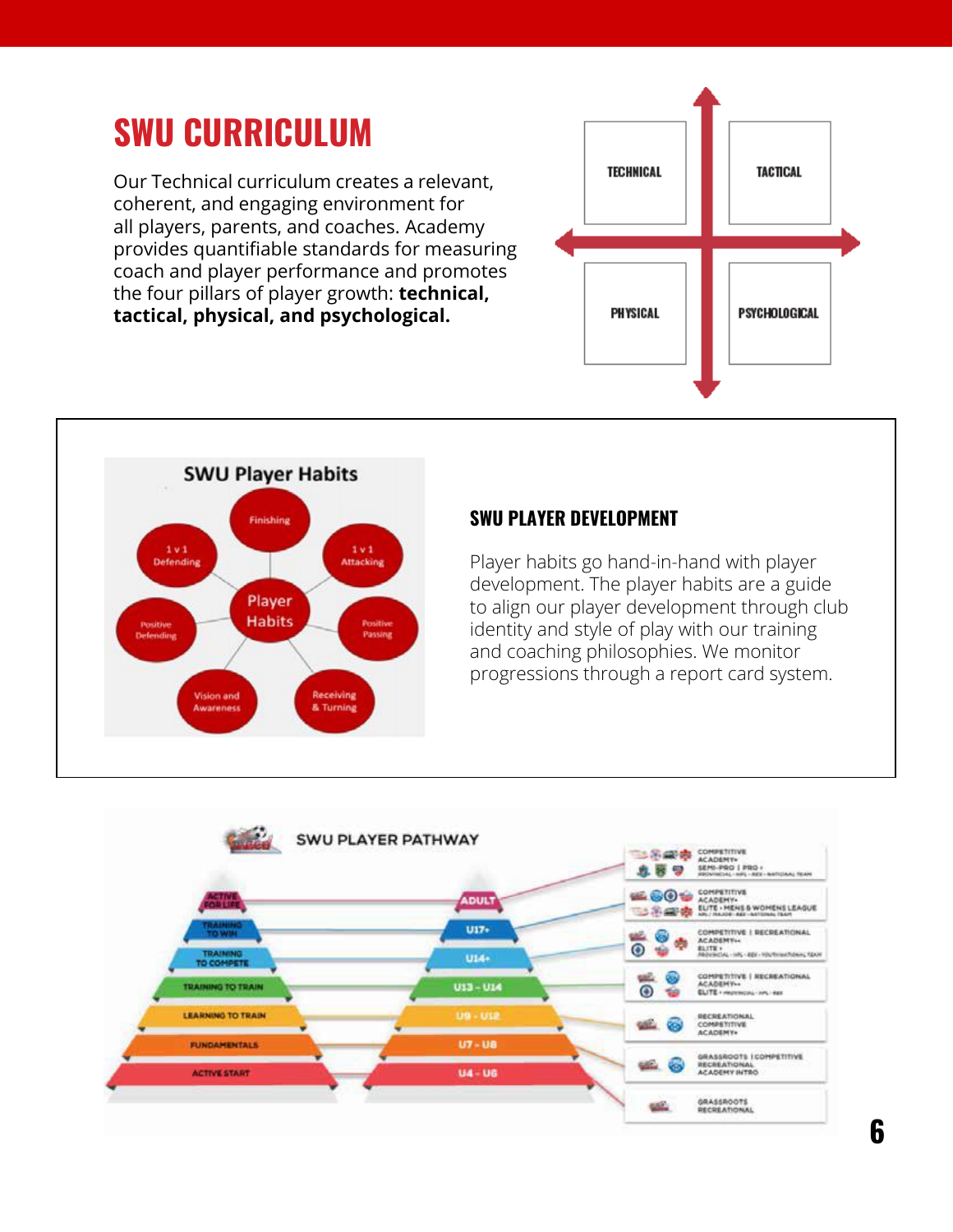# SWU CURRICULUM

Our Technical curriculum creates a relevant, coherent, and engaging environment for all players, parents, and coaches. Academy provides quantifiable standards for measuring coach and player performance and promotes the four pillars of player growth: **technical, tactical, physical, and psychological.**

TECHNICAL

TACTICAL

PHYSICAL

PSYCHOLOGICAL

SWU Player Habits

Player Habits

Finishing

1 v 1 Attacking

Positive Passing

Receiving & Turning

Vision and Awareness

Positive Defending

1 v 1 Defending

## SWU PLAYER DEVELOPMENT

Player habits go hand-in-hand with player development. The player habits are a guide to align our player development through club identity and style of play with our training and coaching philosophies. We monitor progressions through a report card system.

SWU PLAYER PATHWAY

| Stage | Age | Programs |
| --- | --- | --- |
| | | COMPETITIVE ACADEMY+ SEMI-PRO \| PRO+ |
| ACTIVE FOR LIFE | ADULT | COMPETITIVE ACADEMY+ ELITE • MENS & WOMENS LEAGUE |
| TRAINING TO WIN | U17+ | COMPETITIVE \| RECREATIONAL ACADEMY++ ELITE+ |
| TRAINING TO COMPETE | U14+ | COMPETITIVE \| RECREATIONAL ACADEMY++ ELITE+ |
| TRAINING TO TRAIN | U13 - U14 | RECREATIONAL COMPETITIVE ACADEMY+ |
| LEARNING TO TRAIN | U9 - U12 | GRASSROOTS \| COMPETITIVE RECREATIONAL ACADEMY INTRO |
| FUNDAMENTALS | U7 - U8 | GRASSROOTS RECREATIONAL |
| ACTIVE START | U4 - U6 | |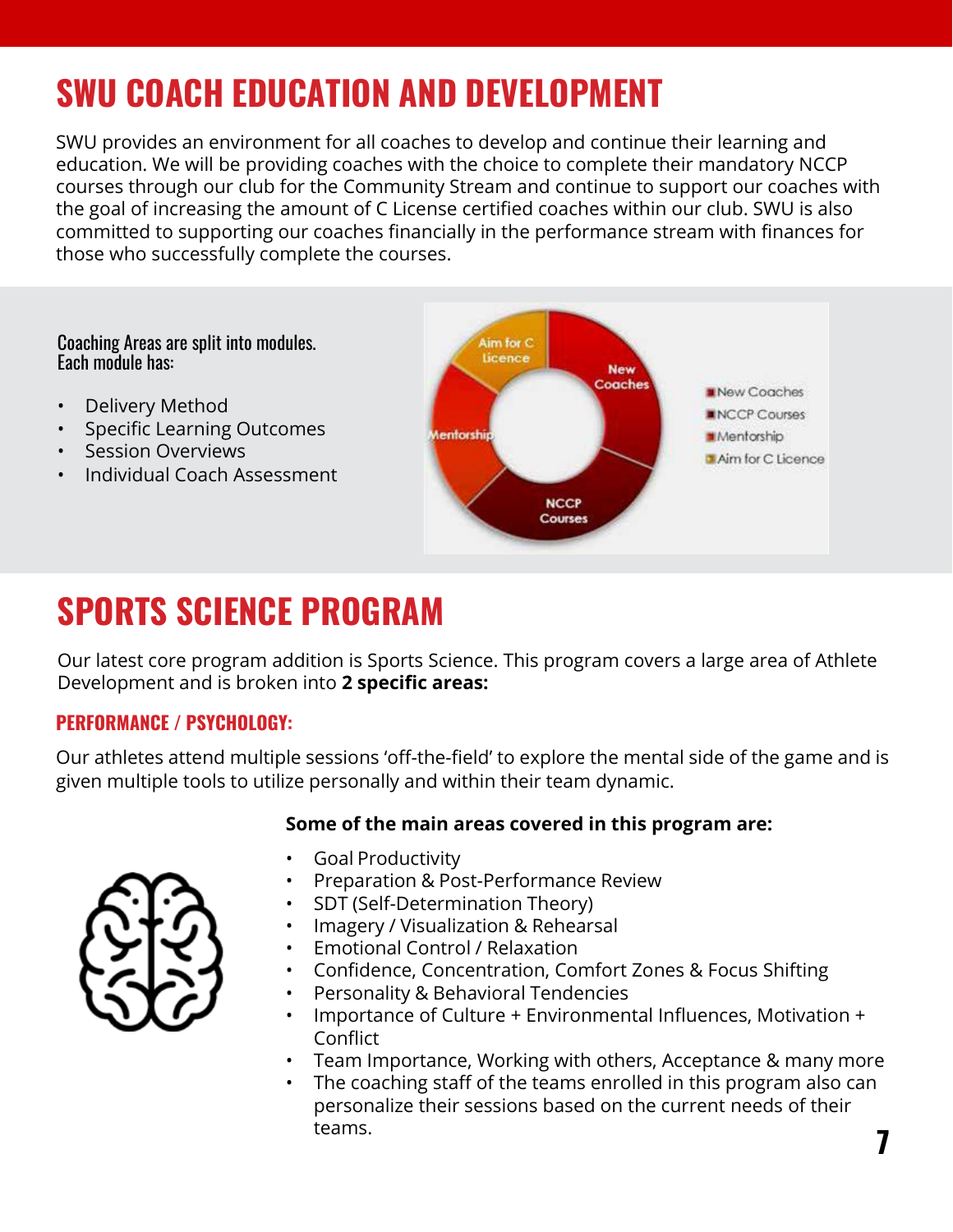# SWU COACH EDUCATION AND DEVELOPMENT

SWU provides an environment for all coaches to develop and continue their learning and education. We will be providing coaches with the choice to complete their mandatory NCCP courses through our club for the Community Stream and continue to support our coaches with the goal of increasing the amount of C License certified coaches within our club. SWU is also committed to supporting our coaches financially in the performance stream with finances for those who successfully complete the courses.

Coaching Areas are split into modules.
Each module has:

- Delivery Method
- Specific Learning Outcomes
- Session Overviews
- Individual Coach Assessment

# SPORTS SCIENCE PROGRAM

Our latest core program addition is Sports Science. This program covers a large area of Athlete Development and is broken into **2 specific areas:**

## PERFORMANCE / PSYCHOLOGY:

Our athletes attend multiple sessions 'off-the-field' to explore the mental side of the game and is given multiple tools to utilize personally and within their team dynamic.

**Some of the main areas covered in this program are:**

- Goal Productivity
- Preparation & Post-Performance Review
- SDT (Self-Determination Theory)
- Imagery / Visualization & Rehearsal
- Emotional Control / Relaxation
- Confidence, Concentration, Comfort Zones & Focus Shifting
- Personality & Behavioral Tendencies
- Importance of Culture + Environmental Influences, Motivation + Conflict
- Team Importance, Working with others, Acceptance & many more
- The coaching staff of the teams enrolled in this program also can personalize their sessions based on the current needs of their teams.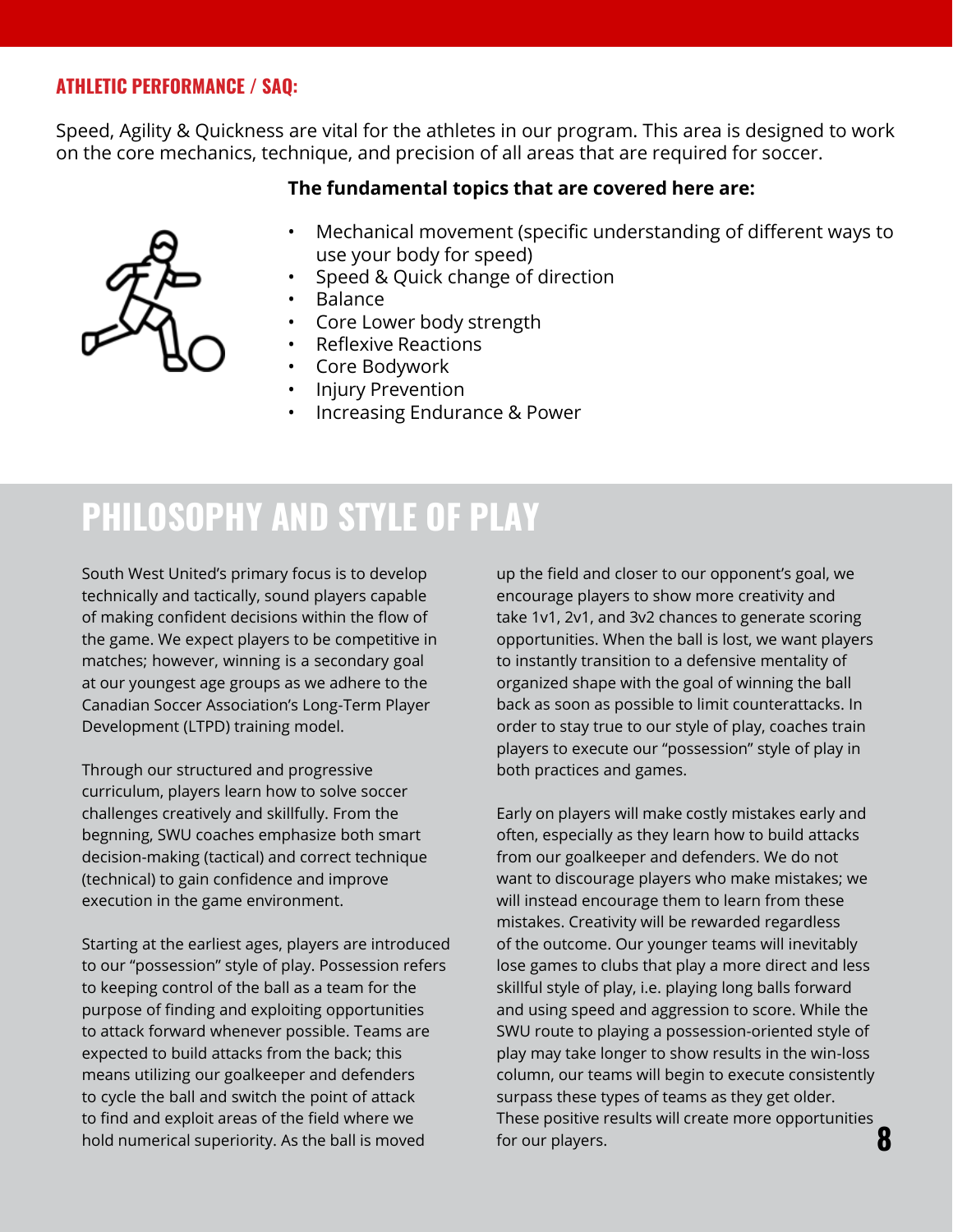### ATHLETIC PERFORMANCE / SAQ:

Speed, Agility & Quickness are vital for the athletes in our program. This area is designed to work on the core mechanics, technique, and precision of all areas that are required for soccer.

**The fundamental topics that are covered here are:**

- Mechanical movement (specific understanding of different ways to use your body for speed)
- Speed & Quick change of direction
- Balance
- Core Lower body strength
- Reflexive Reactions
- Core Bodywork
- Injury Prevention
- Increasing Endurance & Power

## PHILOSOPHY AND STYLE OF PLAY

South West United's primary focus is to develop technically and tactically, sound players capable of making confident decisions within the flow of the game. We expect players to be competitive in matches; however, winning is a secondary goal at our youngest age groups as we adhere to the Canadian Soccer Association's Long-Term Player Development (LTPD) training model.

Through our structured and progressive curriculum, players learn how to solve soccer challenges creatively and skillfully. From the begnning, SWU coaches emphasize both smart decision-making (tactical) and correct technique (technical) to gain confidence and improve execution in the game environment.

Starting at the earliest ages, players are introduced to our "possession" style of play. Possession refers to keeping control of the ball as a team for the purpose of finding and exploiting opportunities to attack forward whenever possible. Teams are expected to build attacks from the back; this means utilizing our goalkeeper and defenders to cycle the ball and switch the point of attack to find and exploit areas of the field where we hold numerical superiority. As the ball is moved up the field and closer to our opponent's goal, we encourage players to show more creativity and take 1v1, 2v1, and 3v2 chances to generate scoring opportunities. When the ball is lost, we want players to instantly transition to a defensive mentality of organized shape with the goal of winning the ball back as soon as possible to limit counterattacks. In order to stay true to our style of play, coaches train players to execute our "possession" style of play in both practices and games.

Early on players will make costly mistakes early and often, especially as they learn how to build attacks from our goalkeeper and defenders. We do not want to discourage players who make mistakes; we will instead encourage them to learn from these mistakes. Creativity will be rewarded regardless of the outcome. Our younger teams will inevitably lose games to clubs that play a more direct and less skillful style of play, i.e. playing long balls forward and using speed and aggression to score. While the SWU route to playing a possession-oriented style of play may take longer to show results in the win-loss column, our teams will begin to execute consistently surpass these types of teams as they get older. These positive results will create more opportunities for our players.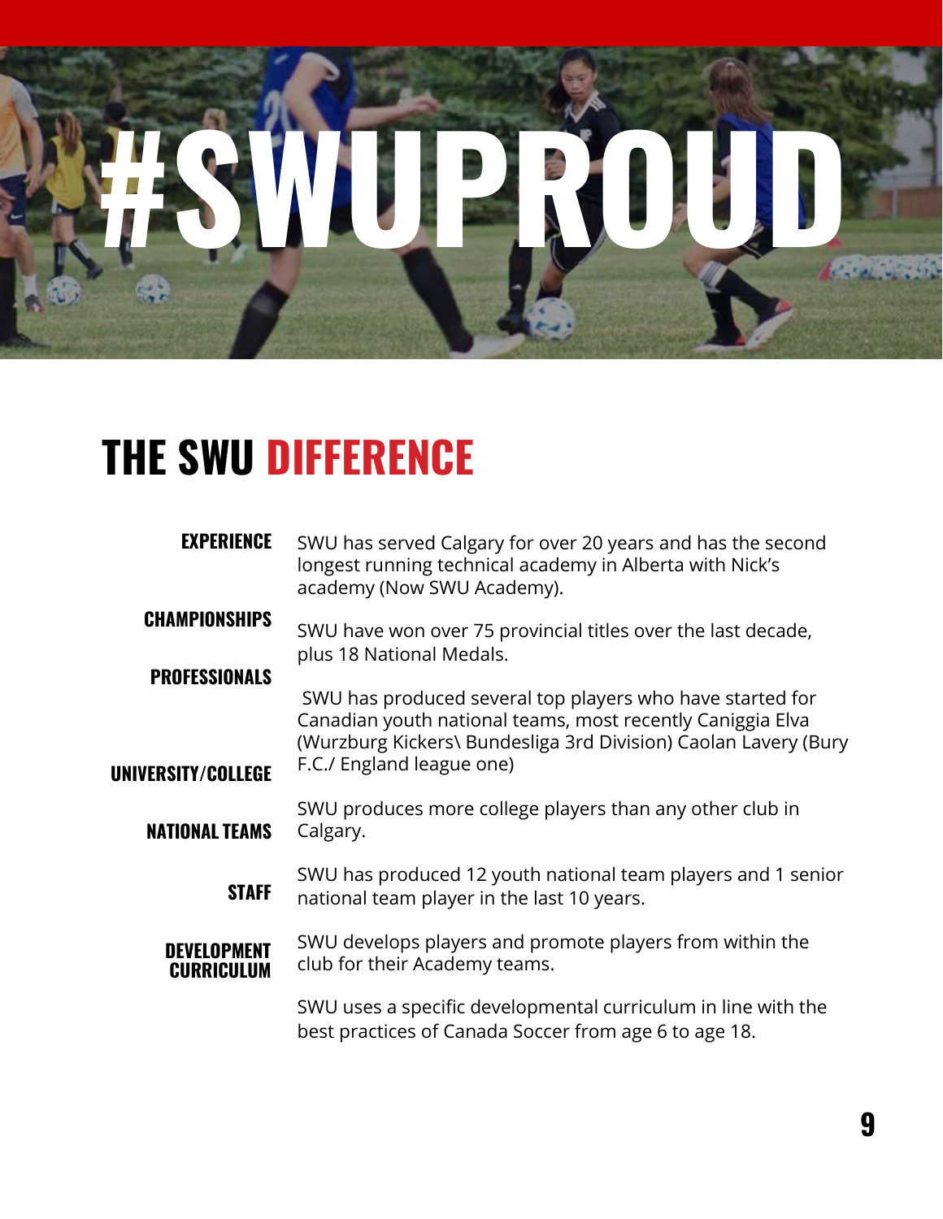# #SWUPROUD

## THE SWU DIFFERENCE

**EXPERIENCE**
SWU has served Calgary for over 20 years and has the second longest running technical academy in Alberta with Nick's academy (Now SWU Academy).

**CHAMPIONSHIPS**
SWU have won over 75 provincial titles over the last decade, plus 18 National Medals.

**PROFESSIONALS**
SWU has produced several top players who have started for Canadian youth national teams, most recently Caniggia Elva (Wurzburg Kickers\ Bundesliga 3rd Division) Caolan Lavery (Bury F.C./ England league one)

**UNIVERSITY/COLLEGE**
SWU produces more college players than any other club in Calgary.

**NATIONAL TEAMS**
SWU has produced 12 youth national team players and 1 senior national team player in the last 10 years.

**STAFF**
SWU develops players and promote players from within the club for their Academy teams.

**DEVELOPMENT CURRICULUM**
SWU uses a specific developmental curriculum in line with the best practices of Canada Soccer from age 6 to age 18.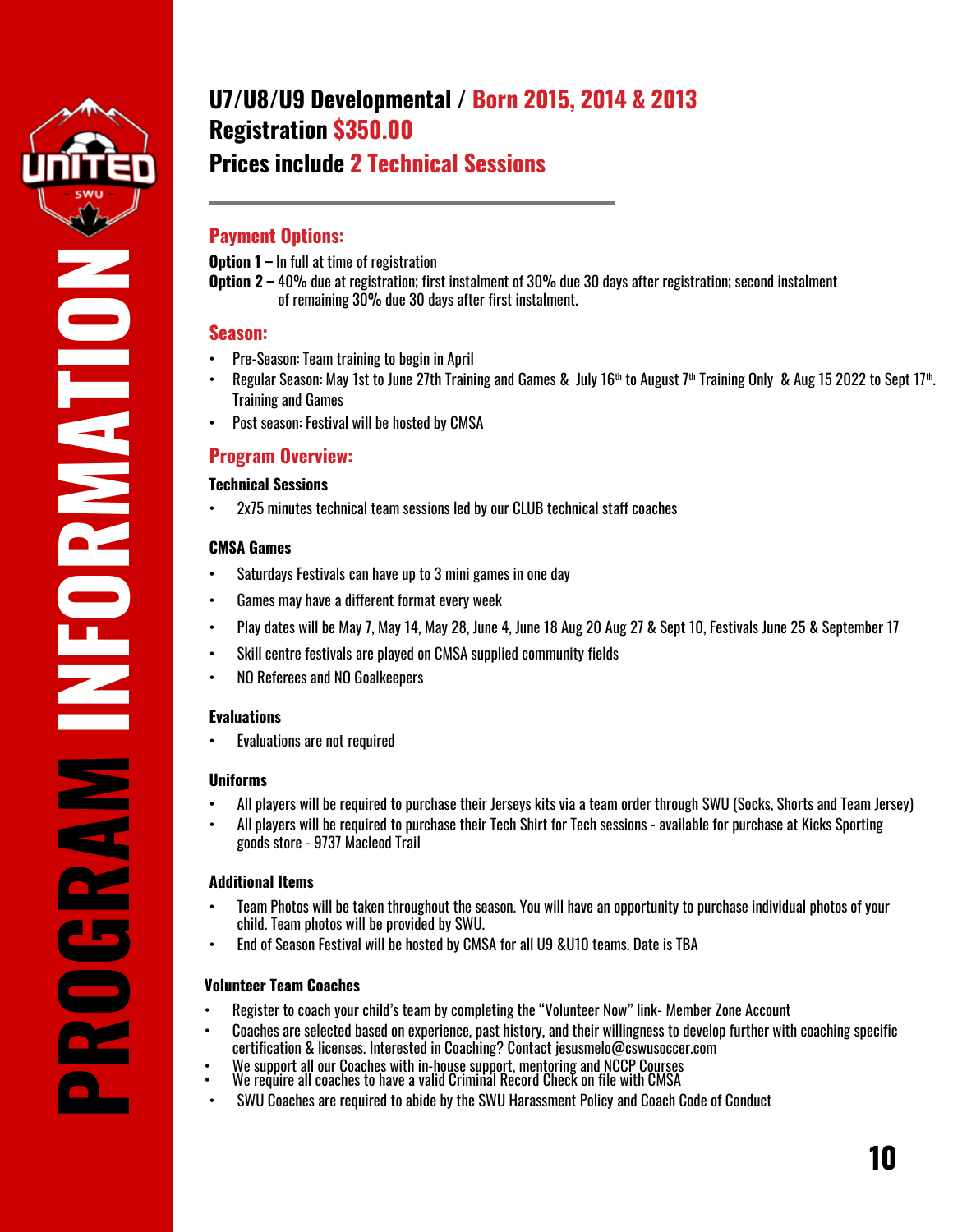# PROGRAM INFORMATION

## U7/U8/U9 Developmental / Born 2015, 2014 & 2013
## Registration $350.00
## Prices include 2 Technical Sessions

---

### Payment Options:

**Option 1 –** In full at time of registration
**Option 2 –** 40% due at registration; first instalment of 30% due 30 days after registration; second instalment of remaining 30% due 30 days after first instalment.

### Season:

- Pre-Season: Team training to begin in April
- Regular Season: May 1st to June 27th Training and Games & July 16th to August 7th Training Only & Aug 15 2022 to Sept 17th. Training and Games
- Post season: Festival will be hosted by CMSA

### Program Overview:

#### Technical Sessions

- 2x75 minutes technical team sessions led by our CLUB technical staff coaches

#### CMSA Games

- Saturdays Festivals can have up to 3 mini games in one day
- Games may have a different format every week
- Play dates will be May 7, May 14, May 28, June 4, June 18 Aug 20 Aug 27 & Sept 10, Festivals June 25 & September 17
- Skill centre festivals are played on CMSA supplied community fields
- NO Referees and NO Goalkeepers

#### Evaluations

- Evaluations are not required

#### Uniforms

- All players will be required to purchase their Jerseys kits via a team order through SWU (Socks, Shorts and Team Jersey)
- All players will be required to purchase their Tech Shirt for Tech sessions - available for purchase at Kicks Sporting goods store - 9737 Macleod Trail

#### Additional Items

- Team Photos will be taken throughout the season. You will have an opportunity to purchase individual photos of your child. Team photos will be provided by SWU.
- End of Season Festival will be hosted by CMSA for all U9 &U10 teams. Date is TBA

#### Volunteer Team Coaches

- Register to coach your child's team by completing the "Volunteer Now" link- Member Zone Account
- Coaches are selected based on experience, past history, and their willingness to develop further with coaching specific certification & licenses. Interested in Coaching? Contact jesusmelo@cswusoccer.com
- We support all our Coaches with in-house support, mentoring and NCCP Courses
- We require all coaches to have a valid Criminal Record Check on file with CMSA
- SWU Coaches are required to abide by the SWU Harassment Policy and Coach Code of Conduct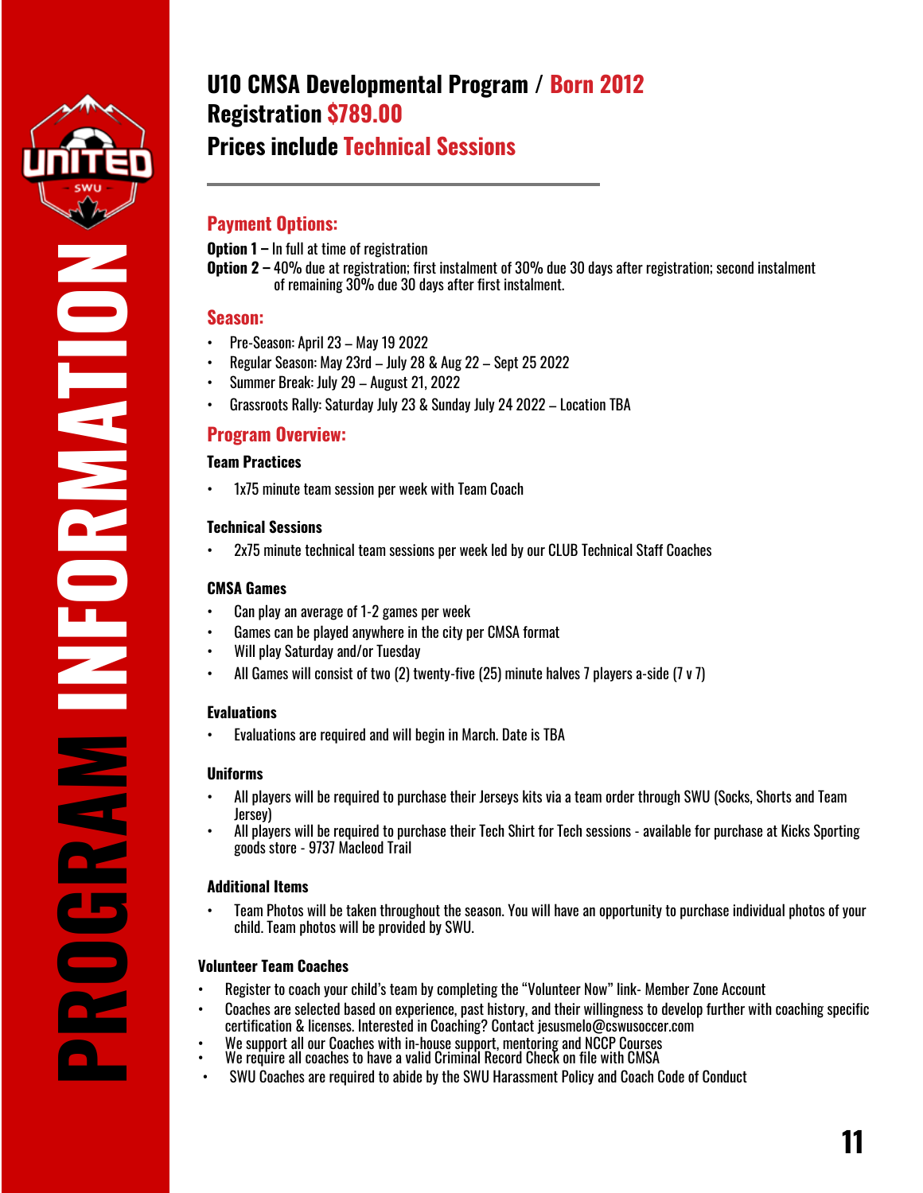# U10 CMSA Developmental Program / Born 2012
## Registration $789.00
## Prices include Technical Sessions

---

### Payment Options:

**Option 1 –** In full at time of registration
**Option 2 –** 40% due at registration; first instalment of 30% due 30 days after registration; second instalment of remaining 30% due 30 days after first instalment.

### Season:

- Pre-Season: April 23 – May 19 2022
- Regular Season: May 23rd – July 28 & Aug 22 – Sept 25 2022
- Summer Break: July 29 – August 21, 2022
- Grassroots Rally: Saturday July 23 & Sunday July 24 2022 – Location TBA

### Program Overview:

#### Team Practices

- 1x75 minute team session per week with Team Coach

#### Technical Sessions

- 2x75 minute technical team sessions per week led by our CLUB Technical Staff Coaches

#### CMSA Games

- Can play an average of 1-2 games per week
- Games can be played anywhere in the city per CMSA format
- Will play Saturday and/or Tuesday
- All Games will consist of two (2) twenty-five (25) minute halves 7 players a-side (7 v 7)

#### Evaluations

- Evaluations are required and will begin in March. Date is TBA

#### Uniforms

- All players will be required to purchase their Jerseys kits via a team order through SWU (Socks, Shorts and Team Jersey)
- All players will be required to purchase their Tech Shirt for Tech sessions - available for purchase at Kicks Sporting goods store - 9737 Macleod Trail

#### Additional Items

- Team Photos will be taken throughout the season. You will have an opportunity to purchase individual photos of your child. Team photos will be provided by SWU.

#### Volunteer Team Coaches

- Register to coach your child's team by completing the "Volunteer Now" link- Member Zone Account
- Coaches are selected based on experience, past history, and their willingness to develop further with coaching specific certification & licenses. Interested in Coaching? Contact jesusmelo@cswusoccer.com
- We support all our Coaches with in-house support, mentoring and NCCP Courses
- We require all coaches to have a valid Criminal Record Check on file with CMSA
- SWU Coaches are required to abide by the SWU Harassment Policy and Coach Code of Conduct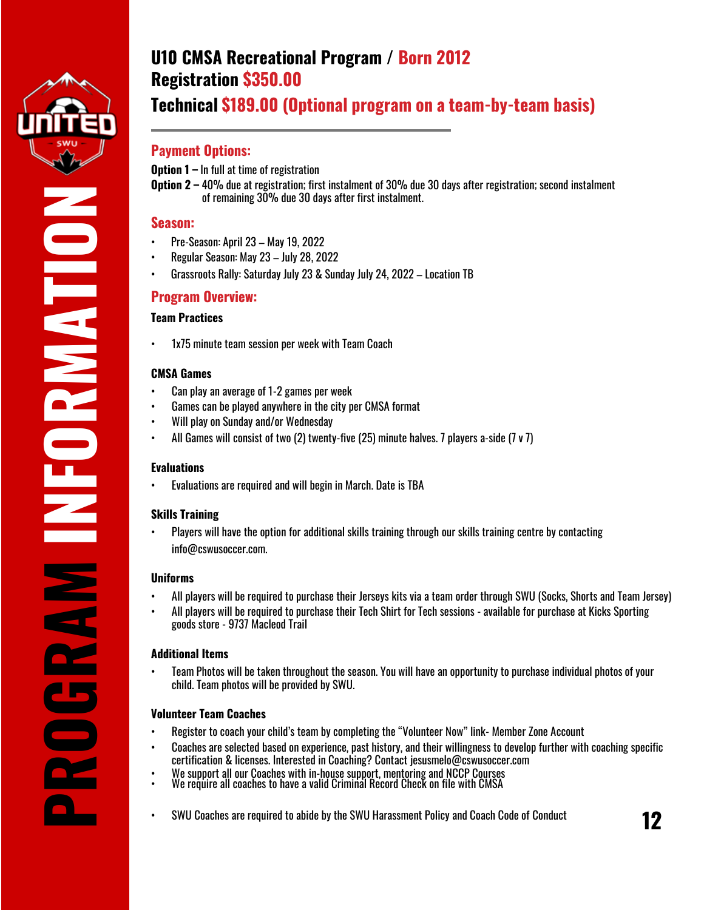# U10 CMSA Recreational Program / Born 2012

## Registration $350.00

## Technical $189.00 (Optional program on a team-by-team basis)

### Payment Options:

**Option 1 –** In full at time of registration

**Option 2 –** 40% due at registration; first instalment of 30% due 30 days after registration; second instalment of remaining 30% due 30 days after first instalment.

### Season:

- Pre-Season: April 23 – May 19, 2022
- Regular Season: May 23 – July 28, 2022
- Grassroots Rally: Saturday July 23 & Sunday July 24, 2022 – Location TB

### Program Overview:

**Team Practices**

- 1x75 minute team session per week with Team Coach

**CMSA Games**

- Can play an average of 1-2 games per week
- Games can be played anywhere in the city per CMSA format
- Will play on Sunday and/or Wednesday
- All Games will consist of two (2) twenty-five (25) minute halves. 7 players a-side (7 v 7)

**Evaluations**

- Evaluations are required and will begin in March. Date is TBA

**Skills Training**

- Players will have the option for additional skills training through our skills training centre by contacting info@cswusoccer.com.

**Uniforms**

- All players will be required to purchase their Jerseys kits via a team order through SWU (Socks, Shorts and Team Jersey)
- All players will be required to purchase their Tech Shirt for Tech sessions - available for purchase at Kicks Sporting goods store - 9737 Macleod Trail

**Additional Items**

- Team Photos will be taken throughout the season. You will have an opportunity to purchase individual photos of your child. Team photos will be provided by SWU.

**Volunteer Team Coaches**

- Register to coach your child's team by completing the "Volunteer Now" link- Member Zone Account
- Coaches are selected based on experience, past history, and their willingness to develop further with coaching specific certification & licenses. Interested in Coaching? Contact jesusmelo@cswusoccer.com
- We support all our Coaches with in-house support, mentoring and NCCP Courses
- We require all coaches to have a valid Criminal Record Check on file with CMSA
- SWU Coaches are required to abide by the SWU Harassment Policy and Coach Code of Conduct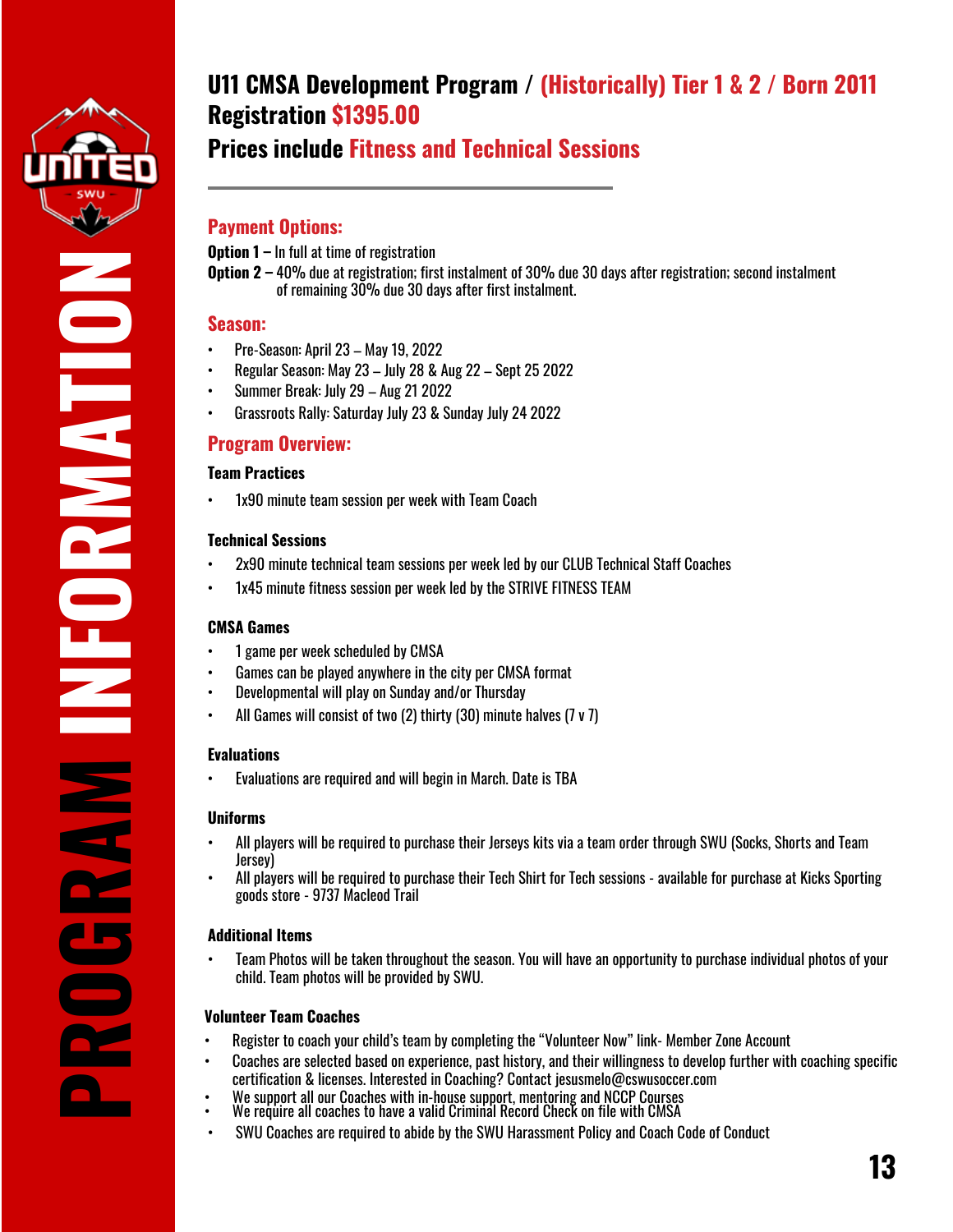# U11 CMSA Development Program / (Historically) Tier 1 & 2 / Born 2011

## Registration $1395.00

## Prices include Fitness and Technical Sessions

---

### Payment Options:

**Option 1 –** In full at time of registration

**Option 2 –** 40% due at registration; first instalment of 30% due 30 days after registration; second instalment of remaining 30% due 30 days after first instalment.

### Season:

- Pre-Season: April 23 – May 19, 2022
- Regular Season: May 23 – July 28 & Aug 22 – Sept 25 2022
- Summer Break: July 29 – Aug 21 2022
- Grassroots Rally: Saturday July 23 & Sunday July 24 2022

### Program Overview:

**Team Practices**

- 1x90 minute team session per week with Team Coach

**Technical Sessions**

- 2x90 minute technical team sessions per week led by our CLUB Technical Staff Coaches
- 1x45 minute fitness session per week led by the STRIVE FITNESS TEAM

**CMSA Games**

- 1 game per week scheduled by CMSA
- Games can be played anywhere in the city per CMSA format
- Developmental will play on Sunday and/or Thursday
- All Games will consist of two (2) thirty (30) minute halves (7 v 7)

**Evaluations**

- Evaluations are required and will begin in March. Date is TBA

**Uniforms**

- All players will be required to purchase their Jerseys kits via a team order through SWU (Socks, Shorts and Team Jersey)
- All players will be required to purchase their Tech Shirt for Tech sessions - available for purchase at Kicks Sporting goods store - 9737 Macleod Trail

**Additional Items**

- Team Photos will be taken throughout the season. You will have an opportunity to purchase individual photos of your child. Team photos will be provided by SWU.

**Volunteer Team Coaches**

- Register to coach your child's team by completing the "Volunteer Now" link- Member Zone Account
- Coaches are selected based on experience, past history, and their willingness to develop further with coaching specific certification & licenses. Interested in Coaching? Contact jesusmelo@cswusoccer.com
- We support all our Coaches with in-house support, mentoring and NCCP Courses
- We require all coaches to have a valid Criminal Record Check on file with CMSA
- SWU Coaches are required to abide by the SWU Harassment Policy and Coach Code of Conduct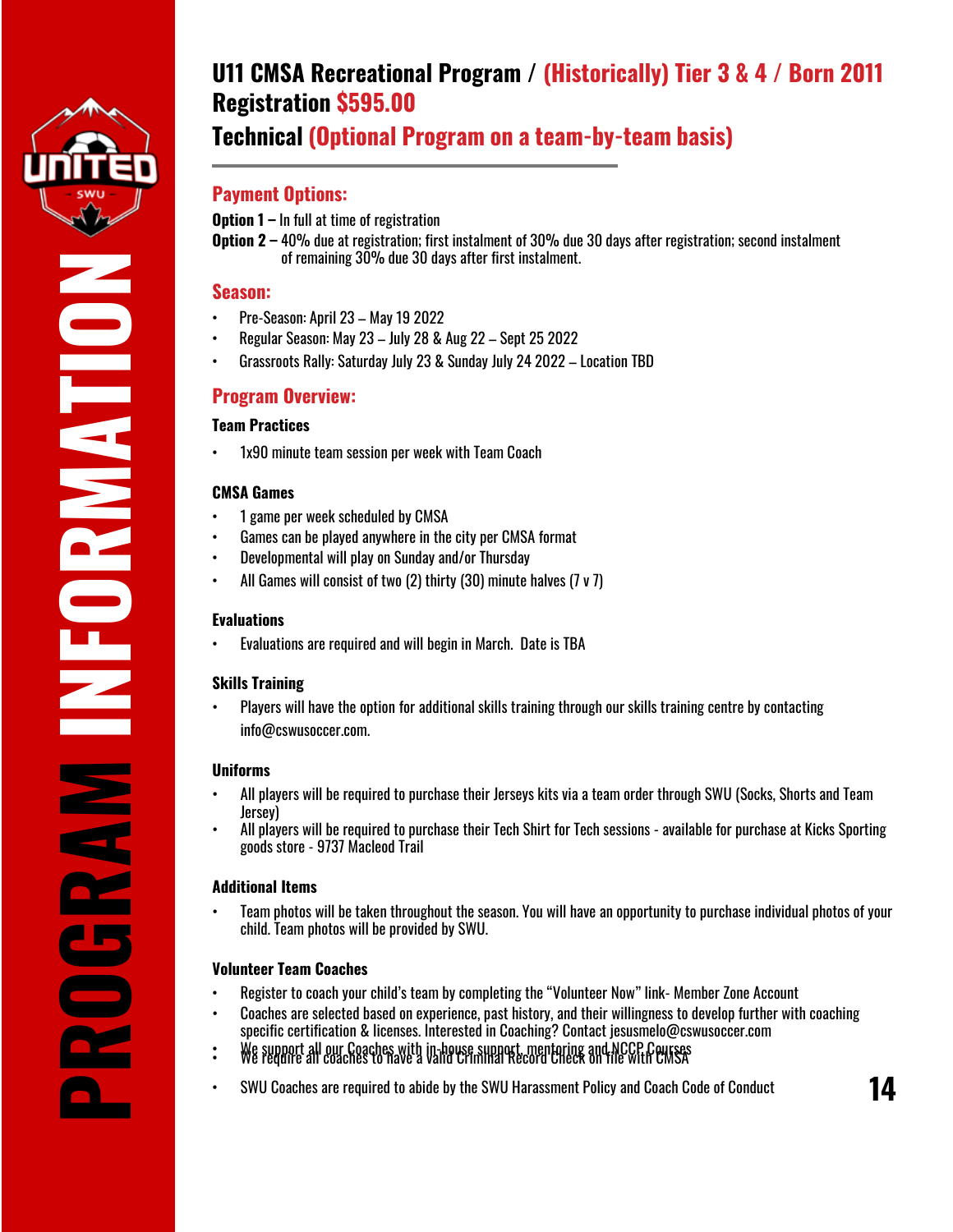# U11 CMSA Recreational Program / (Historically) Tier 3 & 4 / Born 2011

## Registration $595.00

## Technical (Optional Program on a team-by-team basis)

### Payment Options:

**Option 1 –** In full at time of registration

**Option 2 –** 40% due at registration; first instalment of 30% due 30 days after registration; second instalment of remaining 30% due 30 days after first instalment.

### Season:

- Pre-Season: April 23 – May 19 2022
- Regular Season: May 23 – July 28 & Aug 22 – Sept 25 2022
- Grassroots Rally: Saturday July 23 & Sunday July 24 2022 – Location TBD

### Program Overview:

**Team Practices**

- 1x90 minute team session per week with Team Coach

**CMSA Games**

- 1 game per week scheduled by CMSA
- Games can be played anywhere in the city per CMSA format
- Developmental will play on Sunday and/or Thursday
- All Games will consist of two (2) thirty (30) minute halves (7 v 7)

**Evaluations**

- Evaluations are required and will begin in March. Date is TBA

**Skills Training**

- Players will have the option for additional skills training through our skills training centre by contacting info@cswusoccer.com.

**Uniforms**

- All players will be required to purchase their Jerseys kits via a team order through SWU (Socks, Shorts and Team Jersey)
- All players will be required to purchase their Tech Shirt for Tech sessions - available for purchase at Kicks Sporting goods store - 9737 Macleod Trail

**Additional Items**

- Team photos will be taken throughout the season. You will have an opportunity to purchase individual photos of your child. Team photos will be provided by SWU.

**Volunteer Team Coaches**

- Register to coach your child's team by completing the "Volunteer Now" link- Member Zone Account
- Coaches are selected based on experience, past history, and their willingness to develop further with coaching specific certification & licenses. Interested in Coaching? Contact jesusmelo@cswusoccer.com
- We support all our Coaches with in-house support, mentoring and NCCP Courses
- We require all coaches to have a valid Criminal Record Check on file with CMSA
- SWU Coaches are required to abide by the SWU Harassment Policy and Coach Code of Conduct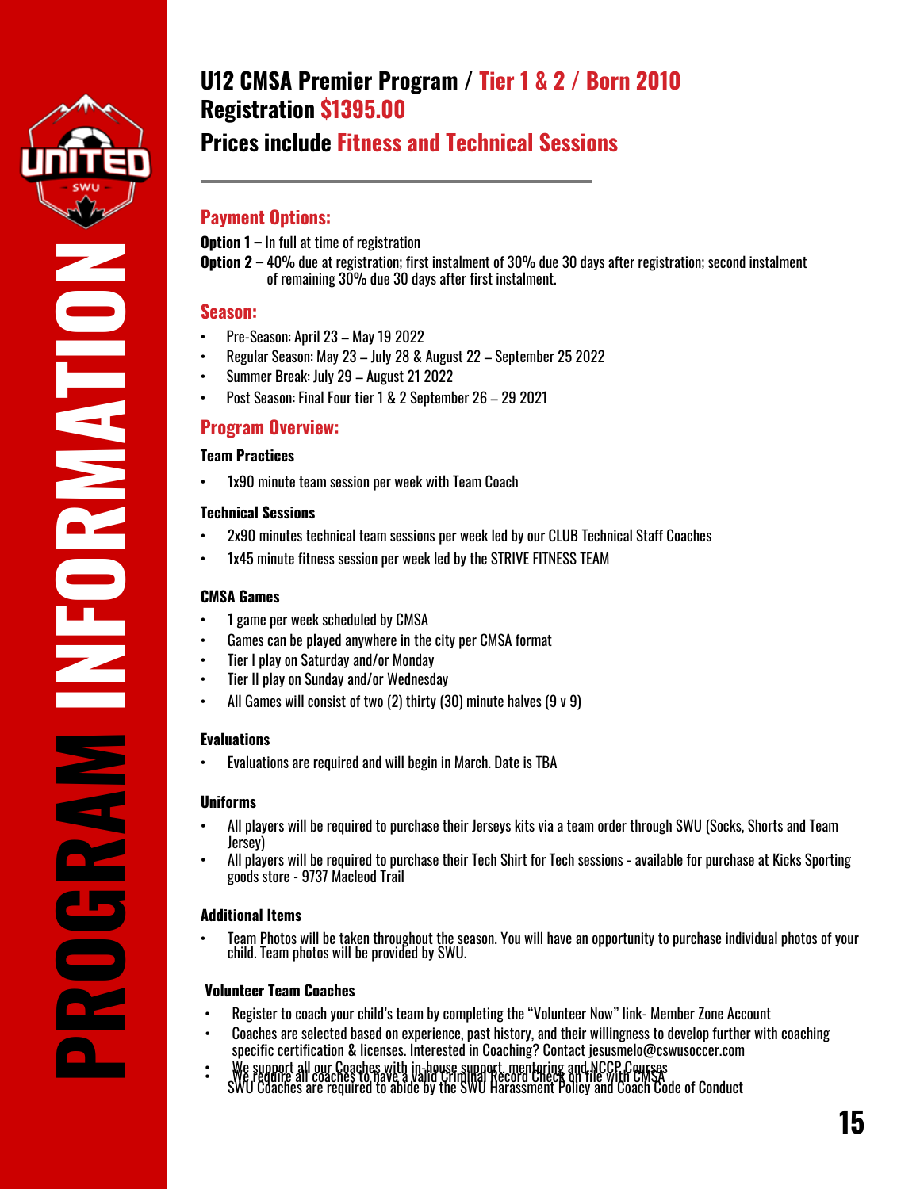# U12 CMSA Premier Program / Tier 1 & 2 / Born 2010

# Registration $1395.00

## Prices include Fitness and Technical Sessions

### Payment Options:

**Option 1 –** In full at time of registration

**Option 2 –** 40% due at registration; first instalment of 30% due 30 days after registration; second instalment of remaining 30% due 30 days after first instalment.

### Season:

- Pre-Season: April 23 – May 19 2022
- Regular Season: May 23 – July 28 & August 22 – September 25 2022
- Summer Break: July 29 – August 21 2022
- Post Season: Final Four tier 1 & 2 September 26 – 29 2021

### Program Overview:

**Team Practices**

- 1x90 minute team session per week with Team Coach

**Technical Sessions**

- 2x90 minutes technical team sessions per week led by our CLUB Technical Staff Coaches
- 1x45 minute fitness session per week led by the STRIVE FITNESS TEAM

**CMSA Games**

- 1 game per week scheduled by CMSA
- Games can be played anywhere in the city per CMSA format
- Tier I play on Saturday and/or Monday
- Tier II play on Sunday and/or Wednesday
- All Games will consist of two (2) thirty (30) minute halves (9 v 9)

**Evaluations**

- Evaluations are required and will begin in March. Date is TBA

**Uniforms**

- All players will be required to purchase their Jerseys kits via a team order through SWU (Socks, Shorts and Team Jersey)
- All players will be required to purchase their Tech Shirt for Tech sessions - available for purchase at Kicks Sporting goods store - 9737 Macleod Trail

**Additional Items**

- Team Photos will be taken throughout the season. You will have an opportunity to purchase individual photos of your child. Team photos will be provided by SWU.

**Volunteer Team Coaches**

- Register to coach your child's team by completing the "Volunteer Now" link- Member Zone Account
- Coaches are selected based on experience, past history, and their willingness to develop further with coaching specific certification & licenses. Interested in Coaching? Contact jesusmelo@cswusoccer.com
- We support all our Coaches with in-house support, mentoring and NCCP Courses
- We require all coaches to have a valid Criminal Record Check on file with CMSA
- SWU Coaches are required to abide by the SWU Harassment Policy and Coach Code of Conduct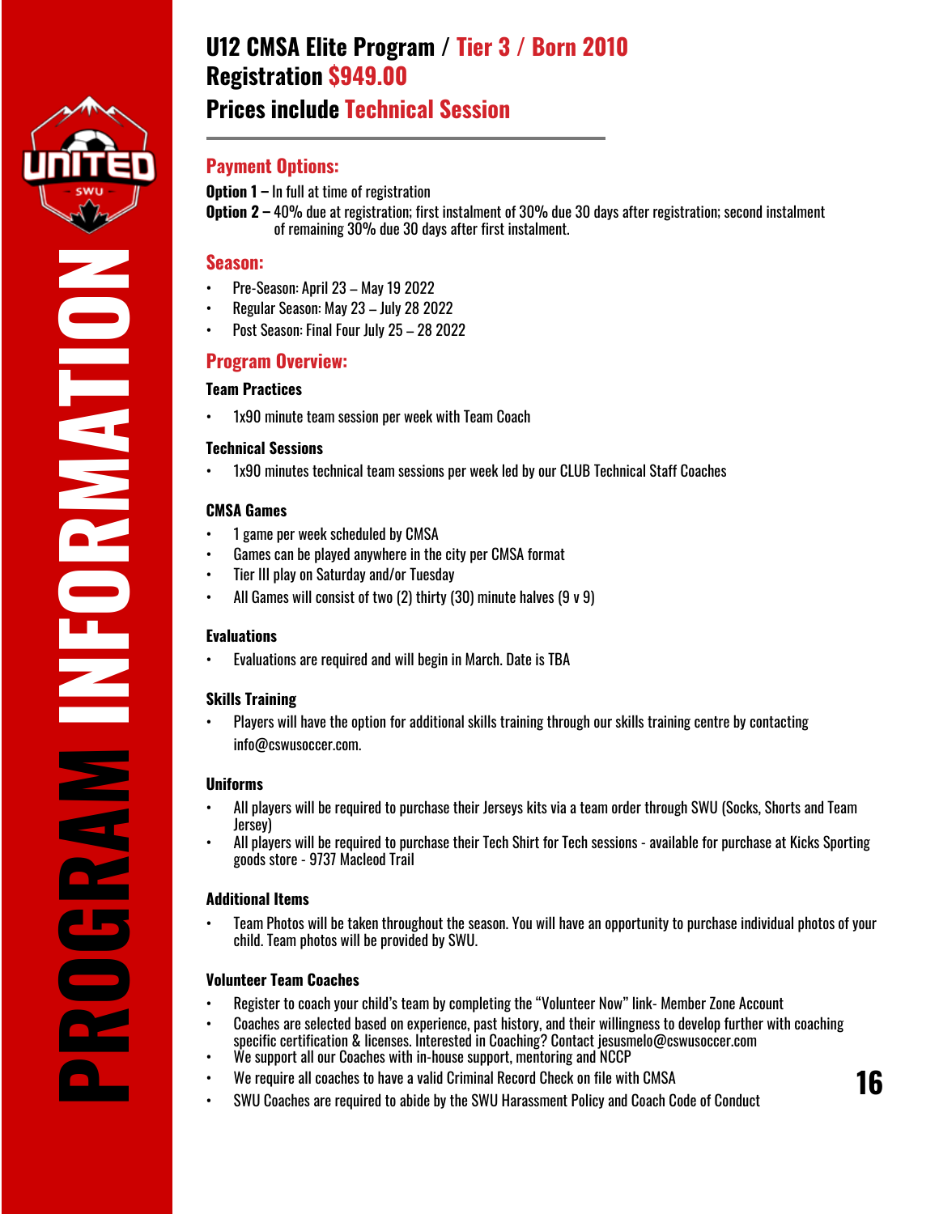# U12 CMSA Elite Program / Tier 3 / Born 2010

## Registration $949.00

## Prices include Technical Session

### Payment Options:

**Option 1 –** In full at time of registration

**Option 2 –** 40% due at registration; first instalment of 30% due 30 days after registration; second instalment of remaining 30% due 30 days after first instalment.

### Season:

- Pre-Season: April 23 – May 19 2022
- Regular Season: May 23 – July 28 2022
- Post Season: Final Four July 25 – 28 2022

### Program Overview:

#### Team Practices

- 1x90 minute team session per week with Team Coach

#### Technical Sessions

- 1x90 minutes technical team sessions per week led by our CLUB Technical Staff Coaches

#### CMSA Games

- 1 game per week scheduled by CMSA
- Games can be played anywhere in the city per CMSA format
- Tier III play on Saturday and/or Tuesday
- All Games will consist of two (2) thirty (30) minute halves (9 v 9)

#### Evaluations

- Evaluations are required and will begin in March. Date is TBA

#### Skills Training

- Players will have the option for additional skills training through our skills training centre by contacting info@cswusoccer.com.

#### Uniforms

- All players will be required to purchase their Jerseys kits via a team order through SWU (Socks, Shorts and Team Jersey)
- All players will be required to purchase their Tech Shirt for Tech sessions - available for purchase at Kicks Sporting goods store - 9737 Macleod Trail

#### Additional Items

- Team Photos will be taken throughout the season. You will have an opportunity to purchase individual photos of your child. Team photos will be provided by SWU.

#### Volunteer Team Coaches

- Register to coach your child's team by completing the "Volunteer Now" link- Member Zone Account
- Coaches are selected based on experience, past history, and their willingness to develop further with coaching specific certification & licenses. Interested in Coaching? Contact jesusmelo@cswusoccer.com
- We support all our Coaches with in-house support, mentoring and NCCP
- We require all coaches to have a valid Criminal Record Check on file with CMSA
- SWU Coaches are required to abide by the SWU Harassment Policy and Coach Code of Conduct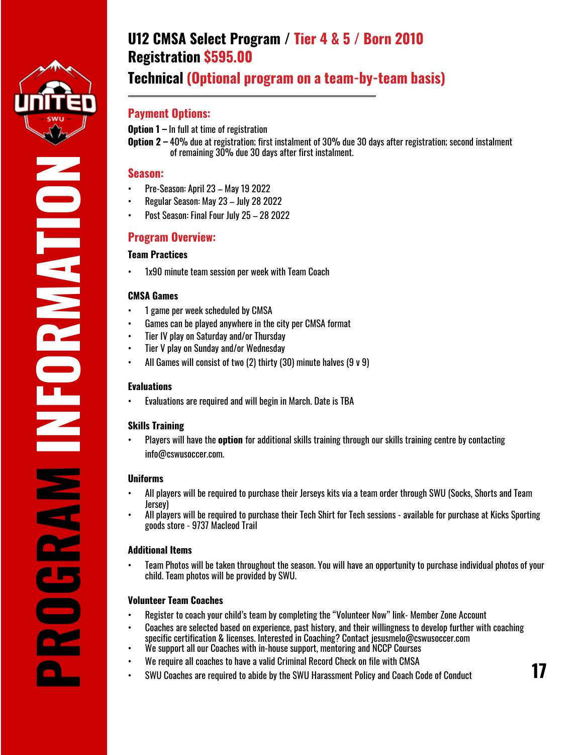# U12 CMSA Select Program / Tier 4 & 5 / Born 2010
# Registration $595.00
## Technical (Optional program on a team-by-team basis)

### Payment Options:

**Option 1 –** In full at time of registration
**Option 2 –** 40% due at registration; first instalment of 30% due 30 days after registration; second instalment of remaining 30% due 30 days after first instalment.

### Season:

- Pre-Season: April 23 – May 19 2022
- Regular Season: May 23 – July 28 2022
- Post Season: Final Four July 25 – 28 2022

### Program Overview:

#### Team Practices

- 1x90 minute team session per week with Team Coach

#### CMSA Games

- 1 game per week scheduled by CMSA
- Games can be played anywhere in the city per CMSA format
- Tier IV play on Saturday and/or Thursday
- Tier V play on Sunday and/or Wednesday
- All Games will consist of two (2) thirty (30) minute halves (9 v 9)

#### Evaluations

- Evaluations are required and will begin in March. Date is TBA

#### Skills Training

- Players will have the **option** for additional skills training through our skills training centre by contacting info@cswusoccer.com.

#### Uniforms

- All players will be required to purchase their Jerseys kits via a team order through SWU (Socks, Shorts and Team Jersey)
- All players will be required to purchase their Tech Shirt for Tech sessions - available for purchase at Kicks Sporting goods store - 9737 Macleod Trail

#### Additional Items

- Team Photos will be taken throughout the season. You will have an opportunity to purchase individual photos of your child. Team photos will be provided by SWU.

#### Volunteer Team Coaches

- Register to coach your child's team by completing the "Volunteer Now" link- Member Zone Account
- Coaches are selected based on experience, past history, and their willingness to develop further with coaching specific certification & licenses. Interested in Coaching? Contact jesusmelo@cswusoccer.com
- We support all our Coaches with in-house support, mentoring and NCCP Courses
- We require all coaches to have a valid Criminal Record Check on file with CMSA
- SWU Coaches are required to abide by the SWU Harassment Policy and Coach Code of Conduct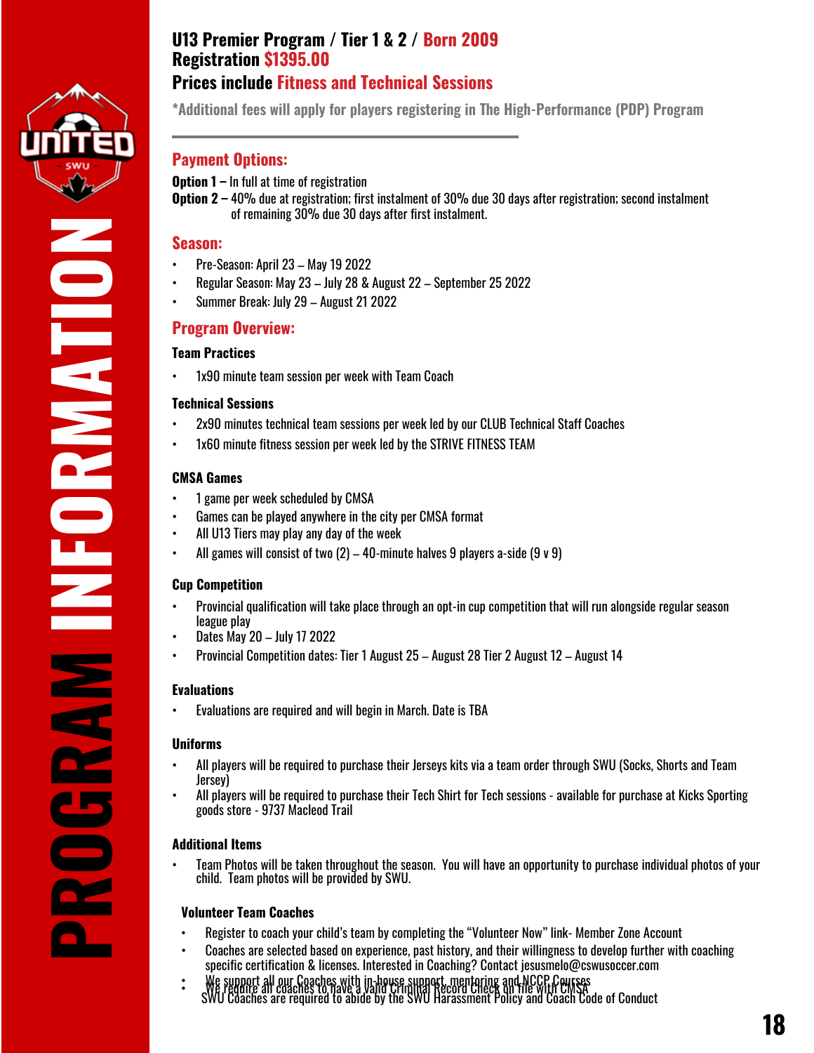## U13 Premier Program / Tier 1 & 2 / Born 2009
## Registration $1395.00
## Prices include Fitness and Technical Sessions

*Additional fees will apply for players registering in The High-Performance (PDP) Program

---

### Payment Options:

**Option 1 –** In full at time of registration

**Option 2 –** 40% due at registration; first instalment of 30% due 30 days after registration; second instalment of remaining 30% due 30 days after first instalment.

### Season:

- Pre-Season: April 23 – May 19 2022
- Regular Season: May 23 – July 28 & August 22 – September 25 2022
- Summer Break: July 29 – August 21 2022

### Program Overview:

**Team Practices**

- 1x90 minute team session per week with Team Coach

**Technical Sessions**

- 2x90 minutes technical team sessions per week led by our CLUB Technical Staff Coaches
- 1x60 minute fitness session per week led by the STRIVE FITNESS TEAM

**CMSA Games**

- 1 game per week scheduled by CMSA
- Games can be played anywhere in the city per CMSA format
- All U13 Tiers may play any day of the week
- All games will consist of two (2) – 40-minute halves 9 players a-side (9 v 9)

**Cup Competition**

- Provincial qualification will take place through an opt-in cup competition that will run alongside regular season league play
- Dates May 20 – July 17 2022
- Provincial Competition dates: Tier 1 August 25 – August 28 Tier 2 August 12 – August 14

**Evaluations**

- Evaluations are required and will begin in March. Date is TBA

**Uniforms**

- All players will be required to purchase their Jerseys kits via a team order through SWU (Socks, Shorts and Team Jersey)
- All players will be required to purchase their Tech Shirt for Tech sessions - available for purchase at Kicks Sporting goods store - 9737 Macleod Trail

**Additional Items**

- Team Photos will be taken throughout the season. You will have an opportunity to purchase individual photos of your child. Team photos will be provided by SWU.

**Volunteer Team Coaches**

- Register to coach your child's team by completing the "Volunteer Now" link- Member Zone Account
- Coaches are selected based on experience, past history, and their willingness to develop further with coaching specific certification & licenses. Interested in Coaching? Contact jesusmelo@cswusoccer.com
- We support all our Coaches with in-house support, mentoring and NCCP Courses
- We require all coaches to have a valid Criminal Record Check on file with CMSA

SWU Coaches are required to abide by the SWU Harassment Policy and Coach Code of Conduct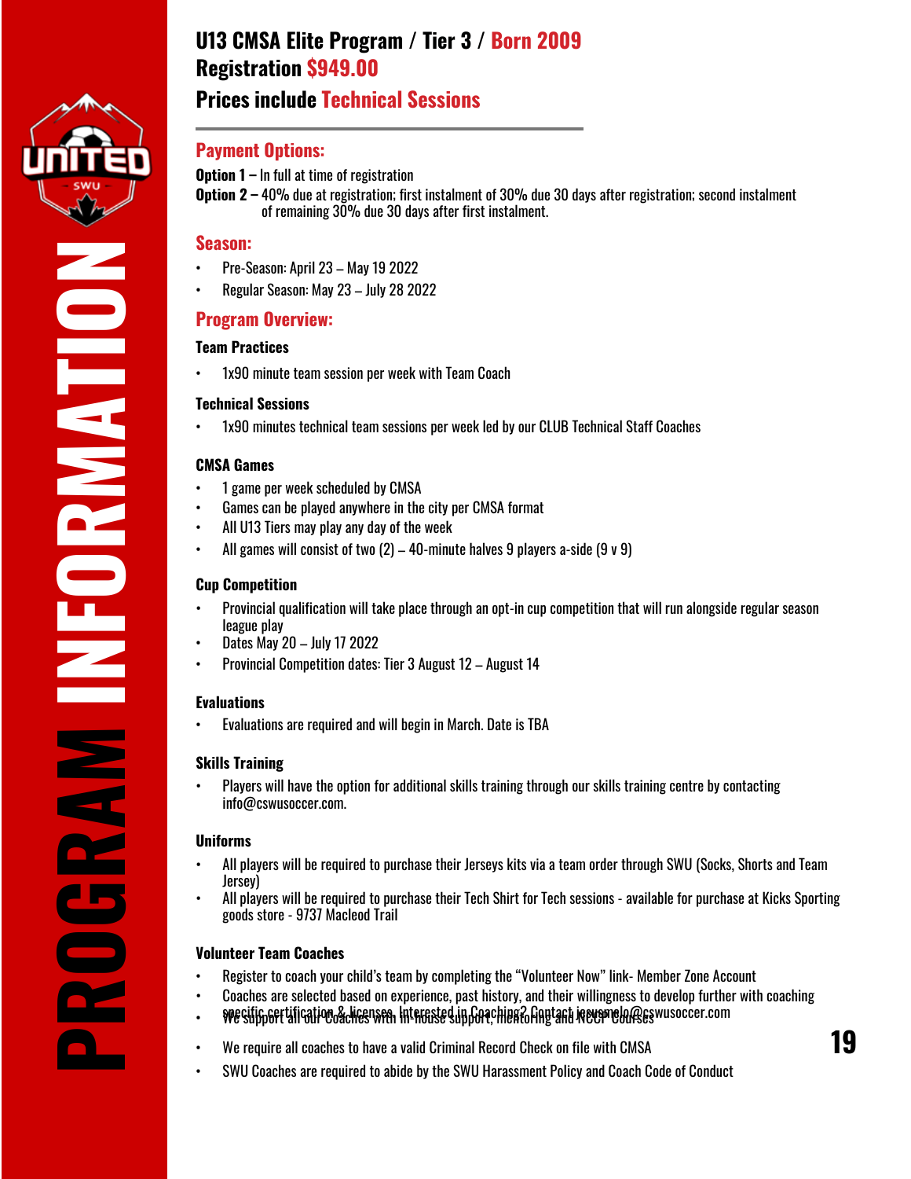# U13 CMSA Elite Program / Tier 3 / Born 2009

## Registration $949.00

## Prices include Technical Sessions

### Payment Options:

**Option 1 –** In full at time of registration

**Option 2 –** 40% due at registration; first instalment of 30% due 30 days after registration; second instalment of remaining 30% due 30 days after first instalment.

### Season:

- Pre-Season: April 23 – May 19 2022
- Regular Season: May 23 – July 28 2022

### Program Overview:

**Team Practices**

- 1x90 minute team session per week with Team Coach

**Technical Sessions**

- 1x90 minutes technical team sessions per week led by our CLUB Technical Staff Coaches

**CMSA Games**

- 1 game per week scheduled by CMSA
- Games can be played anywhere in the city per CMSA format
- All U13 Tiers may play any day of the week
- All games will consist of two (2) – 40-minute halves 9 players a-side (9 v 9)

**Cup Competition**

- Provincial qualification will take place through an opt-in cup competition that will run alongside regular season league play
- Dates May 20 – July 17 2022
- Provincial Competition dates: Tier 3 August 12 – August 14

**Evaluations**

- Evaluations are required and will begin in March. Date is TBA

**Skills Training**

- Players will have the option for additional skills training through our skills training centre by contacting info@cswusoccer.com.

**Uniforms**

- All players will be required to purchase their Jerseys kits via a team order through SWU (Socks, Shorts and Team Jersey)
- All players will be required to purchase their Tech Shirt for Tech sessions - available for purchase at Kicks Sporting goods store - 9737 Macleod Trail

**Volunteer Team Coaches**

- Register to coach your child's team by completing the "Volunteer Now" link- Member Zone Account
- Coaches are selected based on experience, past history, and their willingness to develop further with coaching specific certification & licenses. Interested in Coaching? Contact jesusmelo@cswusoccer.com
- We support all our Coaches with in-house support, mentoring and NCCP Courses
- We require all coaches to have a valid Criminal Record Check on file with CMSA
- SWU Coaches are required to abide by the SWU Harassment Policy and Coach Code of Conduct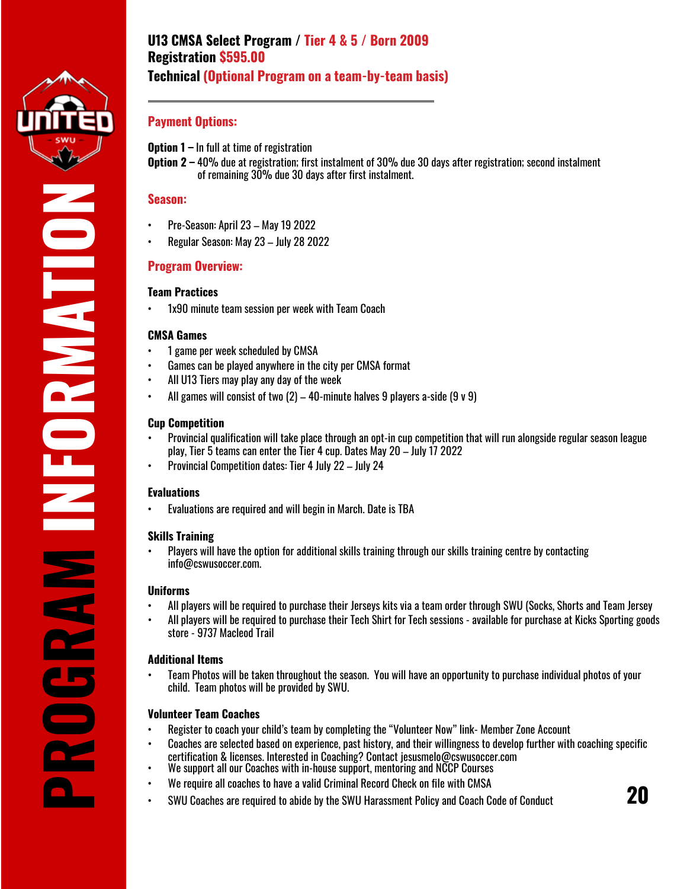# U13 CMSA Select Program / Tier 4 & 5 / Born 2009
## Registration $595.00
## Technical (Optional Program on a team-by-team basis)

### Payment Options:

**Option 1 –** In full at time of registration

**Option 2 –** 40% due at registration; first instalment of 30% due 30 days after registration; second instalment of remaining 30% due 30 days after first instalment.

### Season:

- Pre-Season: April 23 – May 19 2022
- Regular Season: May 23 – July 28 2022

### Program Overview:

**Team Practices**

- 1x90 minute team session per week with Team Coach

**CMSA Games**

- 1 game per week scheduled by CMSA
- Games can be played anywhere in the city per CMSA format
- All U13 Tiers may play any day of the week
- All games will consist of two (2) – 40-minute halves 9 players a-side (9 v 9)

**Cup Competition**

- Provincial qualification will take place through an opt-in cup competition that will run alongside regular season league play, Tier 5 teams can enter the Tier 4 cup. Dates May 20 – July 17 2022
- Provincial Competition dates: Tier 4 July 22 – July 24

**Evaluations**

- Evaluations are required and will begin in March. Date is TBA

**Skills Training**

- Players will have the option for additional skills training through our skills training centre by contacting info@cswusoccer.com.

**Uniforms**

- All players will be required to purchase their Jerseys kits via a team order through SWU (Socks, Shorts and Team Jersey
- All players will be required to purchase their Tech Shirt for Tech sessions - available for purchase at Kicks Sporting goods store - 9737 Macleod Trail

**Additional Items**

- Team Photos will be taken throughout the season. You will have an opportunity to purchase individual photos of your child. Team photos will be provided by SWU.

**Volunteer Team Coaches**

- Register to coach your child's team by completing the "Volunteer Now" link- Member Zone Account
- Coaches are selected based on experience, past history, and their willingness to develop further with coaching specific certification & licenses. Interested in Coaching? Contact jesusmelo@cswusoccer.com
- We support all our Coaches with in-house support, mentoring and NCCP Courses
- We require all coaches to have a valid Criminal Record Check on file with CMSA
- SWU Coaches are required to abide by the SWU Harassment Policy and Coach Code of Conduct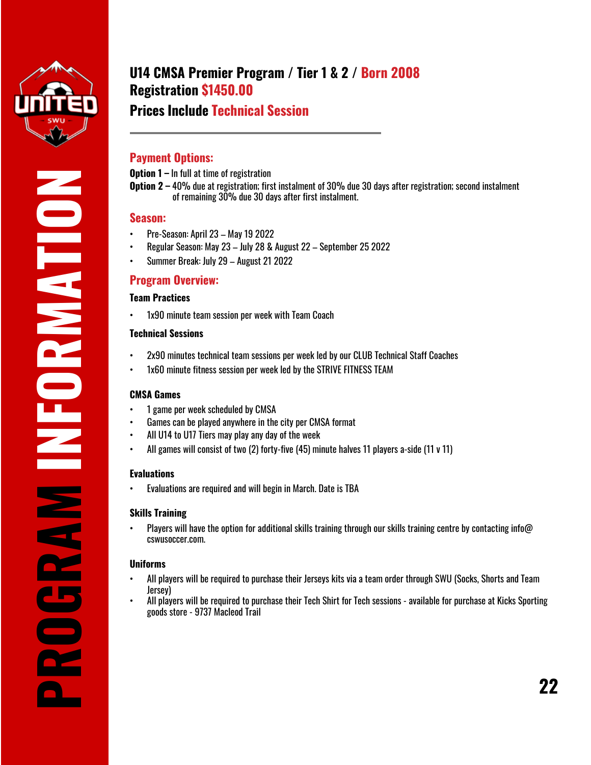# PROGRAM INFORMATION

## U14 CMSA Premier Program / Tier 1 & 2 / Born 2008
## Registration $1450.00
## Prices Include Technical Session

---

### Payment Options:

**Option 1 –** In full at time of registration

**Option 2 –** 40% due at registration; first instalment of 30% due 30 days after registration; second instalment of remaining 30% due 30 days after first instalment.

### Season:

- Pre-Season: April 23 – May 19 2022
- Regular Season: May 23 – July 28 & August 22 – September 25 2022
- Summer Break: July 29 – August 21 2022

### Program Overview:

**Team Practices**

- 1x90 minute team session per week with Team Coach

**Technical Sessions**

- 2x90 minutes technical team sessions per week led by our CLUB Technical Staff Coaches
- 1x60 minute fitness session per week led by the STRIVE FITNESS TEAM

**CMSA Games**

- 1 game per week scheduled by CMSA
- Games can be played anywhere in the city per CMSA format
- All U14 to U17 Tiers may play any day of the week
- All games will consist of two (2) forty-five (45) minute halves 11 players a-side (11 v 11)

**Evaluations**

- Evaluations are required and will begin in March. Date is TBA

**Skills Training**

- Players will have the option for additional skills training through our skills training centre by contacting info@cswusoccer.com.

**Uniforms**

- All players will be required to purchase their Jerseys kits via a team order through SWU (Socks, Shorts and Team Jersey)
- All players will be required to purchase their Tech Shirt for Tech sessions - available for purchase at Kicks Sporting goods store - 9737 Macleod Trail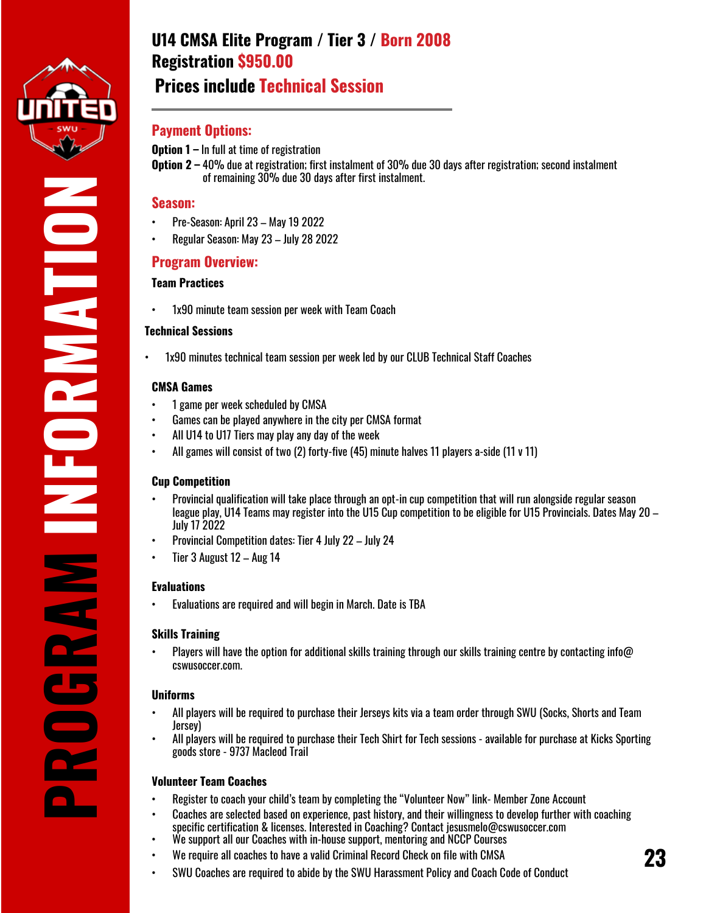# U14 CMSA Elite Program / Tier 3 / Born 2008
## Registration $950.00
## Prices include Technical Session

### Payment Options:

**Option 1 –** In full at time of registration
**Option 2 –** 40% due at registration; first instalment of 30% due 30 days after registration; second instalment of remaining 30% due 30 days after first instalment.

### Season:

- Pre-Season: April 23 – May 19 2022
- Regular Season: May 23 – July 28 2022

### Program Overview:

**Team Practices**

- 1x90 minute team session per week with Team Coach

**Technical Sessions**

- 1x90 minutes technical team session per week led by our CLUB Technical Staff Coaches

**CMSA Games**

- 1 game per week scheduled by CMSA
- Games can be played anywhere in the city per CMSA format
- All U14 to U17 Tiers may play any day of the week
- All games will consist of two (2) forty-five (45) minute halves 11 players a-side (11 v 11)

**Cup Competition**

- Provincial qualification will take place through an opt-in cup competition that will run alongside regular season league play, U14 Teams may register into the U15 Cup competition to be eligible for U15 Provincials. Dates May 20 – July 17 2022
- Provincial Competition dates: Tier 4 July 22 – July 24
- Tier 3 August 12 – Aug 14

**Evaluations**

- Evaluations are required and will begin in March. Date is TBA

**Skills Training**

- Players will have the option for additional skills training through our skills training centre by contacting info@cswusoccer.com.

**Uniforms**

- All players will be required to purchase their Jerseys kits via a team order through SWU (Socks, Shorts and Team Jersey)
- All players will be required to purchase their Tech Shirt for Tech sessions - available for purchase at Kicks Sporting goods store - 9737 Macleod Trail

**Volunteer Team Coaches**

- Register to coach your child's team by completing the "Volunteer Now" link- Member Zone Account
- Coaches are selected based on experience, past history, and their willingness to develop further with coaching specific certification & licenses. Interested in Coaching? Contact jesusmelo@cswusoccer.com
- We support all our Coaches with in-house support, mentoring and NCCP Courses
- We require all coaches to have a valid Criminal Record Check on file with CMSA
- SWU Coaches are required to abide by the SWU Harassment Policy and Coach Code of Conduct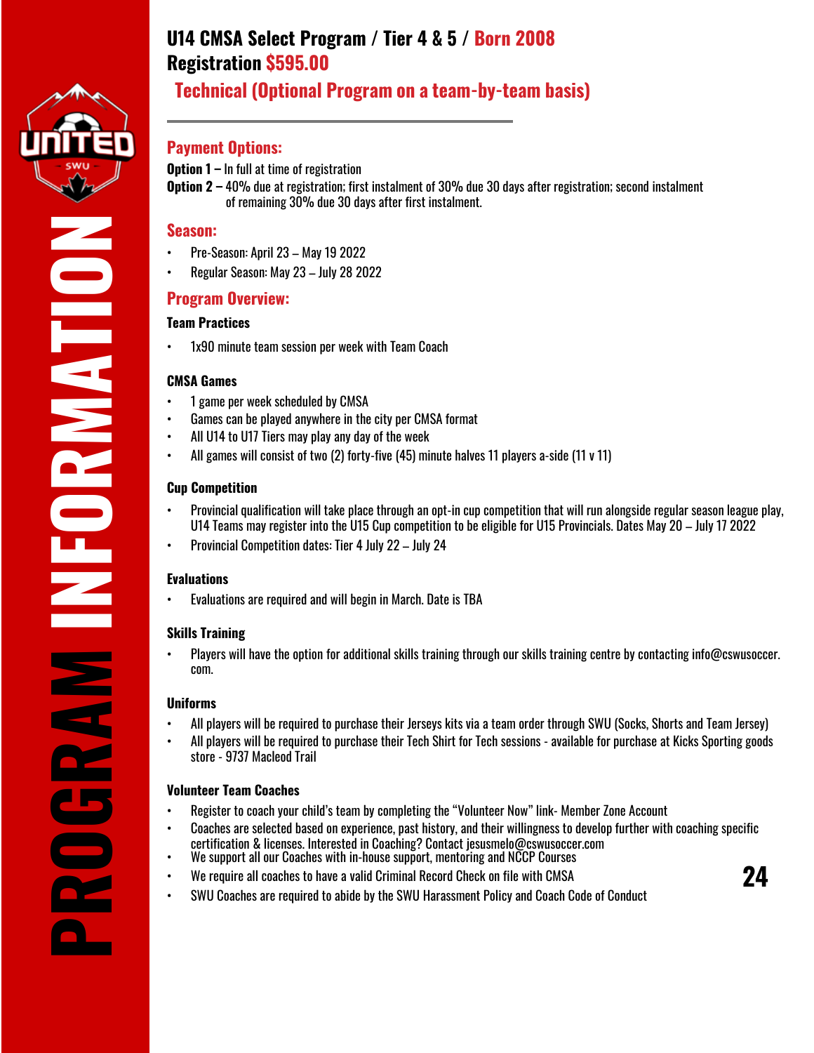# U14 CMSA Select Program / Tier 4 & 5 / Born 2008
## Registration $595.00

## Technical (Optional Program on a team-by-team basis)

---

## Payment Options:

**Option 1 –** In full at time of registration
**Option 2 –** 40% due at registration; first instalment of 30% due 30 days after registration; second instalment of remaining 30% due 30 days after first instalment.

## Season:

- Pre-Season: April 23 – May 19 2022
- Regular Season: May 23 – July 28 2022

## Program Overview:

### Team Practices

- 1x90 minute team session per week with Team Coach

### CMSA Games

- 1 game per week scheduled by CMSA
- Games can be played anywhere in the city per CMSA format
- All U14 to U17 Tiers may play any day of the week
- All games will consist of two (2) forty-five (45) minute halves 11 players a-side (11 v 11)

### Cup Competition

- Provincial qualification will take place through an opt-in cup competition that will run alongside regular season league play, U14 Teams may register into the U15 Cup competition to be eligible for U15 Provincials. Dates May 20 – July 17 2022
- Provincial Competition dates: Tier 4 July 22 – July 24

### Evaluations

- Evaluations are required and will begin in March. Date is TBA

### Skills Training

- Players will have the option for additional skills training through our skills training centre by contacting info@cswusoccer.com.

### Uniforms

- All players will be required to purchase their Jerseys kits via a team order through SWU (Socks, Shorts and Team Jersey)
- All players will be required to purchase their Tech Shirt for Tech sessions - available for purchase at Kicks Sporting goods store - 9737 Macleod Trail

### Volunteer Team Coaches

- Register to coach your child's team by completing the "Volunteer Now" link- Member Zone Account
- Coaches are selected based on experience, past history, and their willingness to develop further with coaching specific certification & licenses. Interested in Coaching? Contact jesusmelo@cswusoccer.com
- We support all our Coaches with in-house support, mentoring and NCCP Courses
- We require all coaches to have a valid Criminal Record Check on file with CMSA
- SWU Coaches are required to abide by the SWU Harassment Policy and Coach Code of Conduct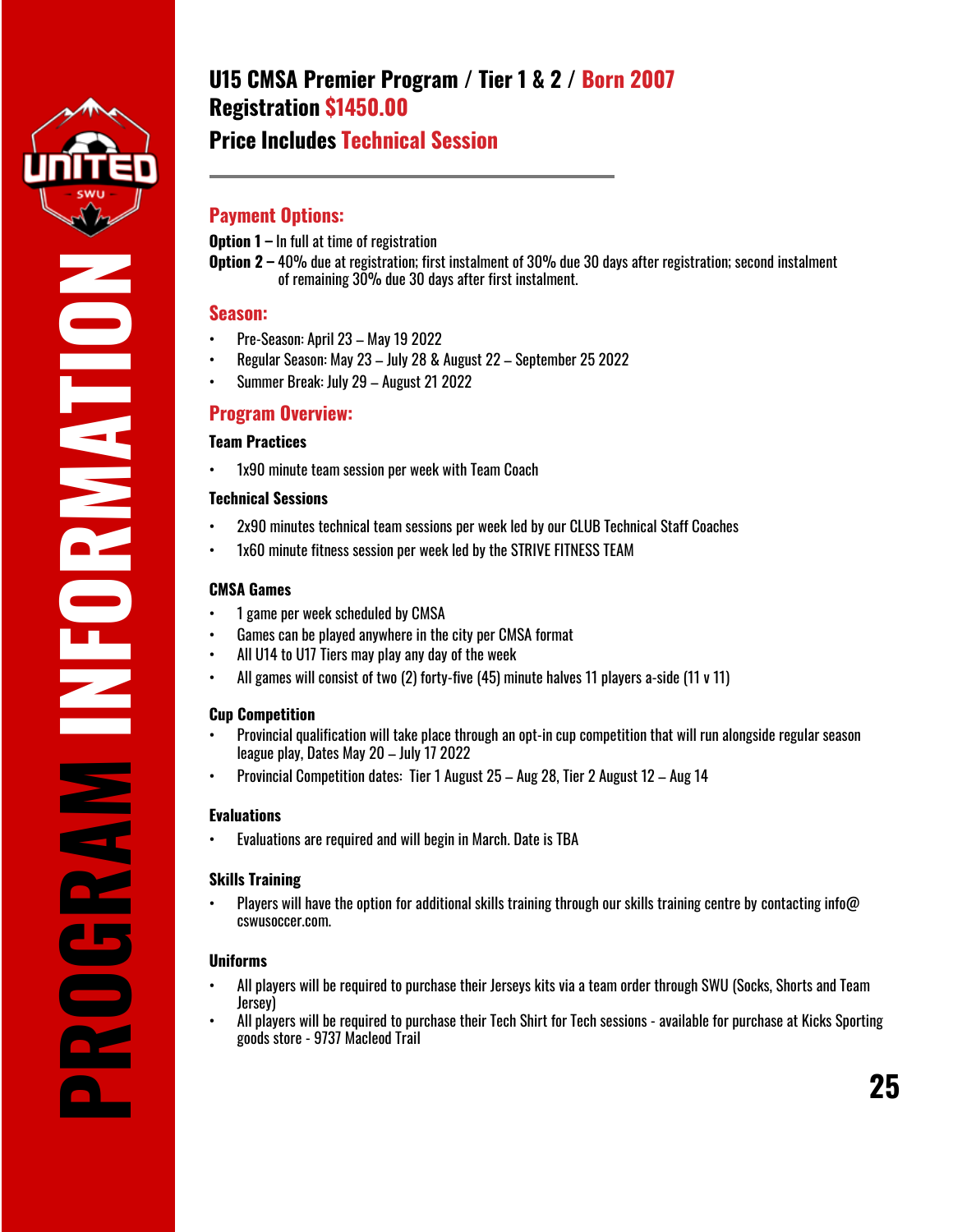# PROGRAM INFORMATION

## U15 CMSA Premier Program / Tier 1 & 2 / Born 2007
## Registration $1450.00
### Price Includes Technical Session

---

### Payment Options:

**Option 1 –** In full at time of registration

**Option 2 –** 40% due at registration; first instalment of 30% due 30 days after registration; second instalment of remaining 30% due 30 days after first instalment.

### Season:

- Pre-Season: April 23 – May 19 2022
- Regular Season: May 23 – July 28 & August 22 – September 25 2022
- Summer Break: July 29 – August 21 2022

### Program Overview:

**Team Practices**

- 1x90 minute team session per week with Team Coach

**Technical Sessions**

- 2x90 minutes technical team sessions per week led by our CLUB Technical Staff Coaches
- 1x60 minute fitness session per week led by the STRIVE FITNESS TEAM

**CMSA Games**

- 1 game per week scheduled by CMSA
- Games can be played anywhere in the city per CMSA format
- All U14 to U17 Tiers may play any day of the week
- All games will consist of two (2) forty-five (45) minute halves 11 players a-side (11 v 11)

**Cup Competition**

- Provincial qualification will take place through an opt-in cup competition that will run alongside regular season league play, Dates May 20 – July 17 2022
- Provincial Competition dates: Tier 1 August 25 – Aug 28, Tier 2 August 12 – Aug 14

**Evaluations**

- Evaluations are required and will begin in March. Date is TBA

**Skills Training**

- Players will have the option for additional skills training through our skills training centre by contacting info@cswusoccer.com.

**Uniforms**

- All players will be required to purchase their Jerseys kits via a team order through SWU (Socks, Shorts and Team Jersey)
- All players will be required to purchase their Tech Shirt for Tech sessions - available for purchase at Kicks Sporting goods store - 9737 Macleod Trail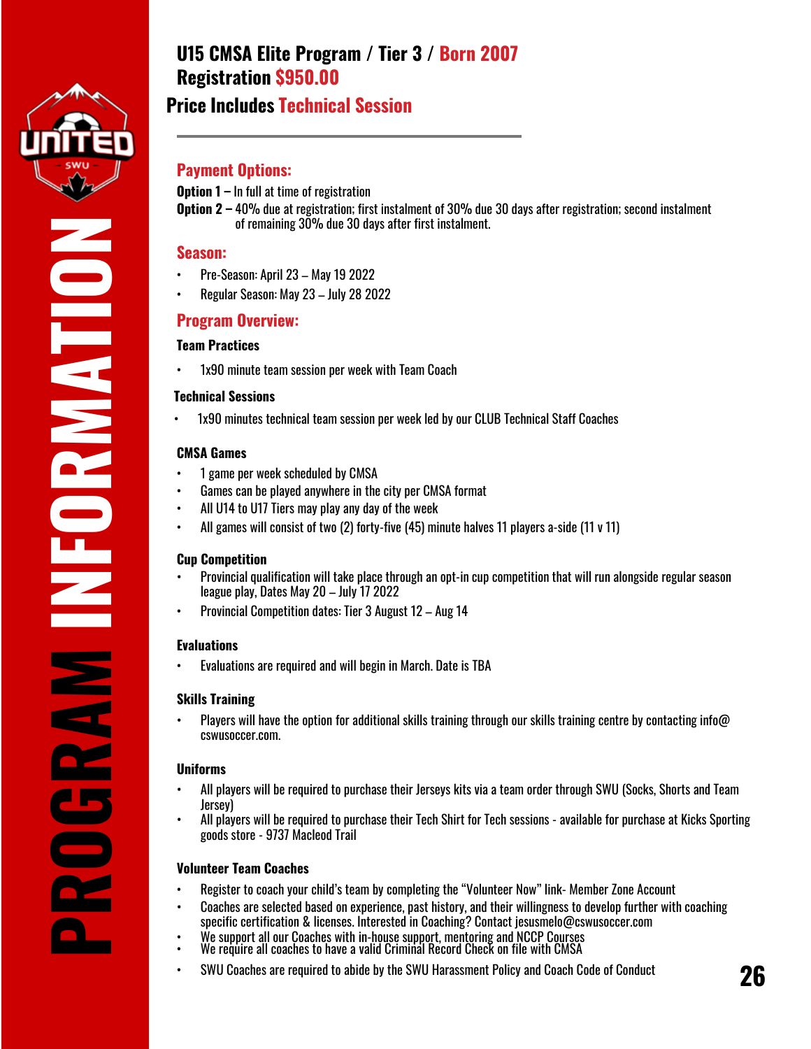# U15 CMSA Elite Program / Tier 3 / Born 2007

## Registration $950.00

## Price Includes Technical Session

### Payment Options:

**Option 1 –** In full at time of registration

**Option 2 –** 40% due at registration; first instalment of 30% due 30 days after registration; second instalment of remaining 30% due 30 days after first instalment.

### Season:

- Pre-Season: April 23 – May 19 2022
- Regular Season: May 23 – July 28 2022

### Program Overview:

**Team Practices**

- 1x90 minute team session per week with Team Coach

**Technical Sessions**

- 1x90 minutes technical team session per week led by our CLUB Technical Staff Coaches

**CMSA Games**

- 1 game per week scheduled by CMSA
- Games can be played anywhere in the city per CMSA format
- All U14 to U17 Tiers may play any day of the week
- All games will consist of two (2) forty-five (45) minute halves 11 players a-side (11 v 11)

**Cup Competition**

- Provincial qualification will take place through an opt-in cup competition that will run alongside regular season league play, Dates May 20 – July 17 2022
- Provincial Competition dates: Tier 3 August 12 – Aug 14

**Evaluations**

- Evaluations are required and will begin in March. Date is TBA

**Skills Training**

- Players will have the option for additional skills training through our skills training centre by contacting info@cswusoccer.com.

**Uniforms**

- All players will be required to purchase their Jerseys kits via a team order through SWU (Socks, Shorts and Team Jersey)
- All players will be required to purchase their Tech Shirt for Tech sessions - available for purchase at Kicks Sporting goods store - 9737 Macleod Trail

**Volunteer Team Coaches**

- Register to coach your child's team by completing the "Volunteer Now" link- Member Zone Account
- Coaches are selected based on experience, past history, and their willingness to develop further with coaching specific certification & licenses. Interested in Coaching? Contact jesusmelo@cswusoccer.com
- We support all our Coaches with in-house support, mentoring and NCCP Courses
- We require all coaches to have a valid Criminal Record Check on file with CMSA
- SWU Coaches are required to abide by the SWU Harassment Policy and Coach Code of Conduct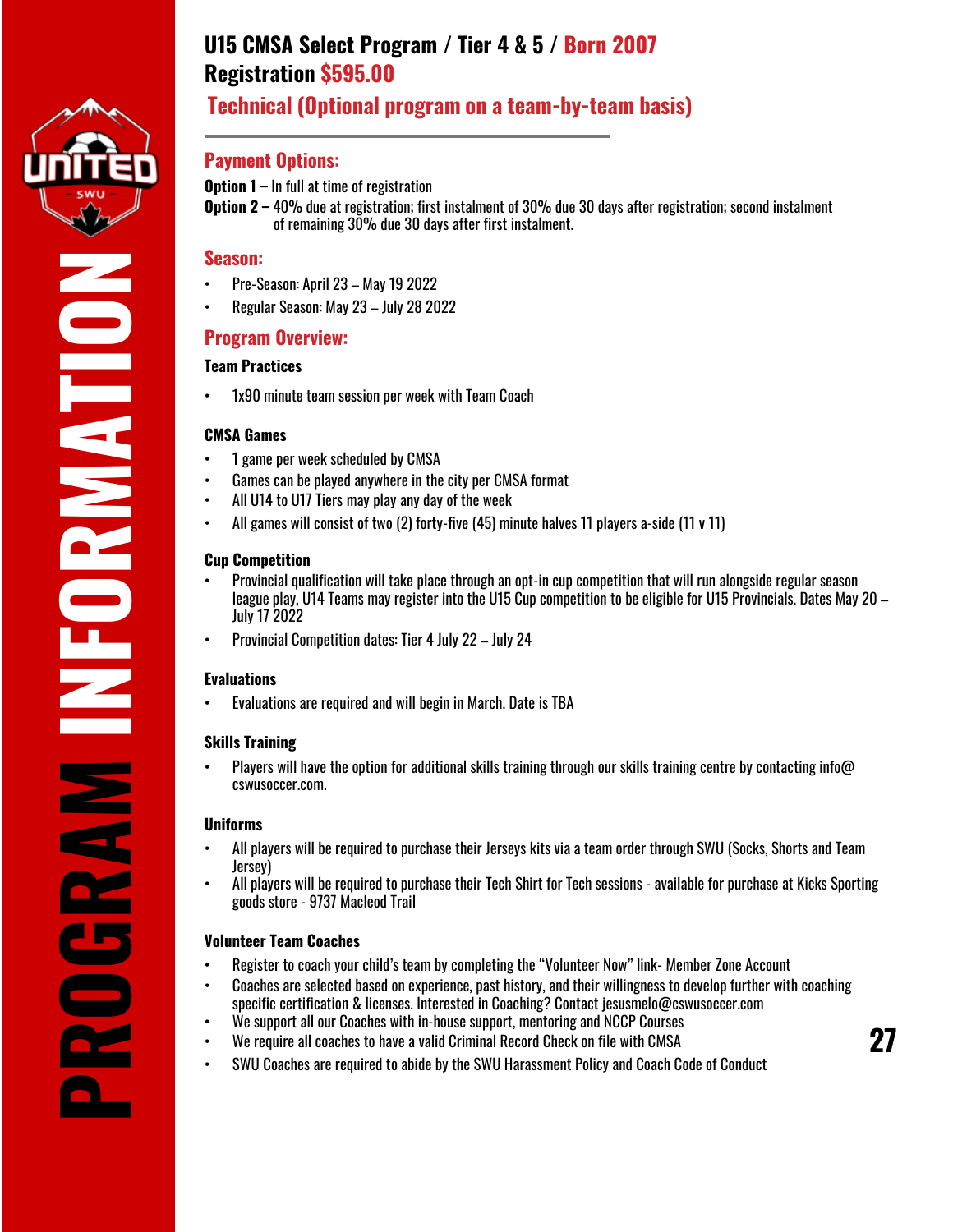# U15 CMSA Select Program / Tier 4 & 5 / Born 2007

## Registration $595.00

## Technical (Optional program on a team-by-team basis)

### Payment Options:

**Option 1 –** In full at time of registration

**Option 2 –** 40% due at registration; first instalment of 30% due 30 days after registration; second instalment of remaining 30% due 30 days after first instalment.

### Season:

- Pre-Season: April 23 – May 19 2022
- Regular Season: May 23 – July 28 2022

### Program Overview:

**Team Practices**

- 1x90 minute team session per week with Team Coach

**CMSA Games**

- 1 game per week scheduled by CMSA
- Games can be played anywhere in the city per CMSA format
- All U14 to U17 Tiers may play any day of the week
- All games will consist of two (2) forty-five (45) minute halves 11 players a-side (11 v 11)

**Cup Competition**

- Provincial qualification will take place through an opt-in cup competition that will run alongside regular season league play, U14 Teams may register into the U15 Cup competition to be eligible for U15 Provincials. Dates May 20 – July 17 2022
- Provincial Competition dates: Tier 4 July 22 – July 24

**Evaluations**

- Evaluations are required and will begin in March. Date is TBA

**Skills Training**

- Players will have the option for additional skills training through our skills training centre by contacting info@cswusoccer.com.

**Uniforms**

- All players will be required to purchase their Jerseys kits via a team order through SWU (Socks, Shorts and Team Jersey)
- All players will be required to purchase their Tech Shirt for Tech sessions - available for purchase at Kicks Sporting goods store - 9737 Macleod Trail

**Volunteer Team Coaches**

- Register to coach your child's team by completing the "Volunteer Now" link- Member Zone Account
- Coaches are selected based on experience, past history, and their willingness to develop further with coaching specific certification & licenses. Interested in Coaching? Contact jesusmelo@cswusoccer.com
- We support all our Coaches with in-house support, mentoring and NCCP Courses
- We require all coaches to have a valid Criminal Record Check on file with CMSA
- SWU Coaches are required to abide by the SWU Harassment Policy and Coach Code of Conduct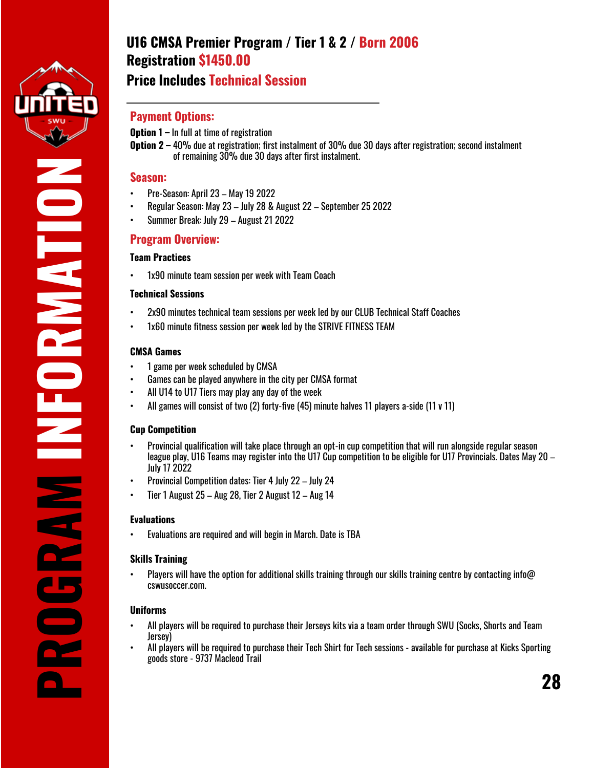# U16 CMSA Premier Program / Tier 1 & 2 / Born 2006

## Registration $1450.00

## Price Includes Technical Session

### Payment Options:

**Option 1 –** In full at time of registration

**Option 2 –** 40% due at registration; first instalment of 30% due 30 days after registration; second instalment of remaining 30% due 30 days after first instalment.

### Season:

- Pre-Season: April 23 – May 19 2022
- Regular Season: May 23 – July 28 & August 22 – September 25 2022
- Summer Break: July 29 – August 21 2022

### Program Overview:

**Team Practices**

- 1x90 minute team session per week with Team Coach

**Technical Sessions**

- 2x90 minutes technical team sessions per week led by our CLUB Technical Staff Coaches
- 1x60 minute fitness session per week led by the STRIVE FITNESS TEAM

**CMSA Games**

- 1 game per week scheduled by CMSA
- Games can be played anywhere in the city per CMSA format
- All U14 to U17 Tiers may play any day of the week
- All games will consist of two (2) forty-five (45) minute halves 11 players a-side (11 v 11)

**Cup Competition**

- Provincial qualification will take place through an opt-in cup competition that will run alongside regular season league play, U16 Teams may register into the U17 Cup competition to be eligible for U17 Provincials. Dates May 20 – July 17 2022
- Provincial Competition dates: Tier 4 July 22 – July 24
- Tier 1 August 25 – Aug 28, Tier 2 August 12 – Aug 14

**Evaluations**

- Evaluations are required and will begin in March. Date is TBA

**Skills Training**

- Players will have the option for additional skills training through our skills training centre by contacting info@ cswusoccer.com.

**Uniforms**

- All players will be required to purchase their Jerseys kits via a team order through SWU (Socks, Shorts and Team Jersey)
- All players will be required to purchase their Tech Shirt for Tech sessions - available for purchase at Kicks Sporting goods store - 9737 Macleod Trail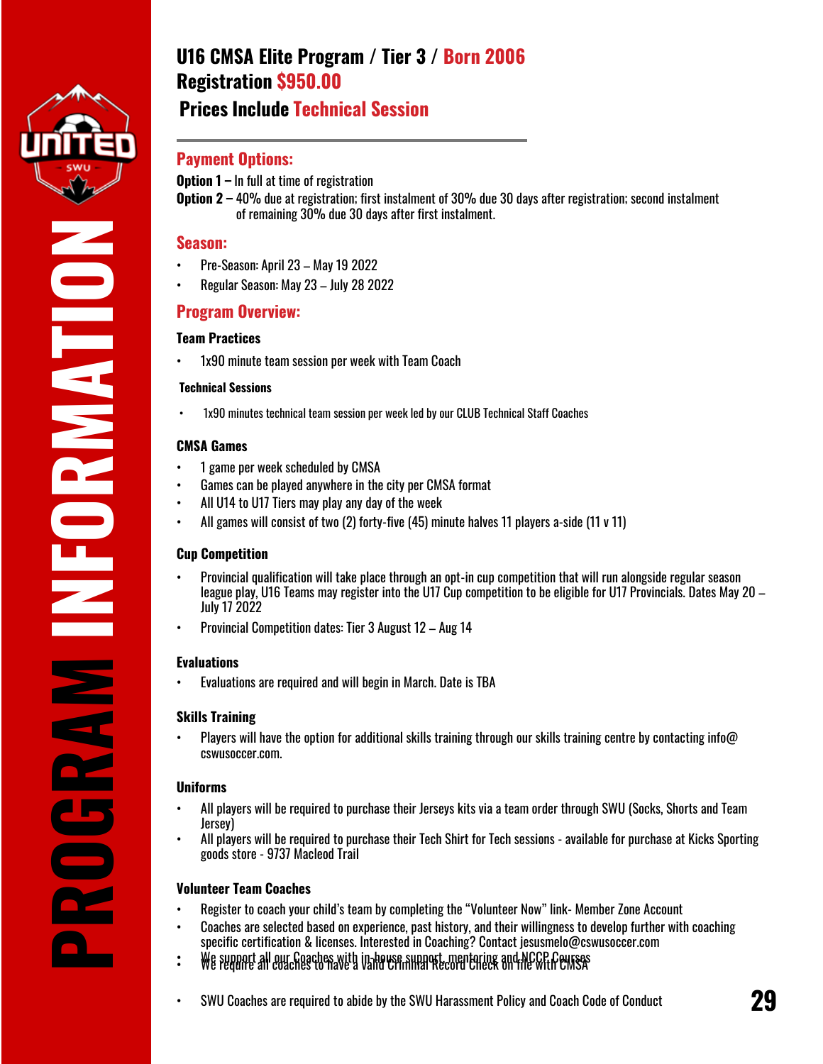## U16 CMSA Elite Program / Tier 3 / Born 2006
## Registration $950.00
## Prices Include Technical Session

### Payment Options:

**Option 1 –** In full at time of registration
**Option 2 –** 40% due at registration; first instalment of 30% due 30 days after registration; second instalment of remaining 30% due 30 days after first instalment.

### Season:

- Pre-Season: April 23 – May 19 2022
- Regular Season: May 23 – July 28 2022

### Program Overview:

#### Team Practices

- 1x90 minute team session per week with Team Coach

#### Technical Sessions

- 1x90 minutes technical team session per week led by our CLUB Technical Staff Coaches

#### CMSA Games

- 1 game per week scheduled by CMSA
- Games can be played anywhere in the city per CMSA format
- All U14 to U17 Tiers may play any day of the week
- All games will consist of two (2) forty-five (45) minute halves 11 players a-side (11 v 11)

#### Cup Competition

- Provincial qualification will take place through an opt-in cup competition that will run alongside regular season league play, U16 Teams may register into the U17 Cup competition to be eligible for U17 Provincials. Dates May 20 – July 17 2022
- Provincial Competition dates: Tier 3 August 12 – Aug 14

#### Evaluations

- Evaluations are required and will begin in March. Date is TBA

#### Skills Training

- Players will have the option for additional skills training through our skills training centre by contacting info@cswusoccer.com.

#### Uniforms

- All players will be required to purchase their Jerseys kits via a team order through SWU (Socks, Shorts and Team Jersey)
- All players will be required to purchase their Tech Shirt for Tech sessions - available for purchase at Kicks Sporting goods store - 9737 Macleod Trail

#### Volunteer Team Coaches

- Register to coach your child's team by completing the "Volunteer Now" link- Member Zone Account
- Coaches are selected based on experience, past history, and their willingness to develop further with coaching specific certification & licenses. Interested in Coaching? Contact jesusmelo@cswusoccer.com
- We support all our Coaches with in-house support, mentoring and NCCP Courses
- We require all coaches to have a Valid Criminal Record Check on file with CMSA
- SWU Coaches are required to abide by the SWU Harassment Policy and Coach Code of Conduct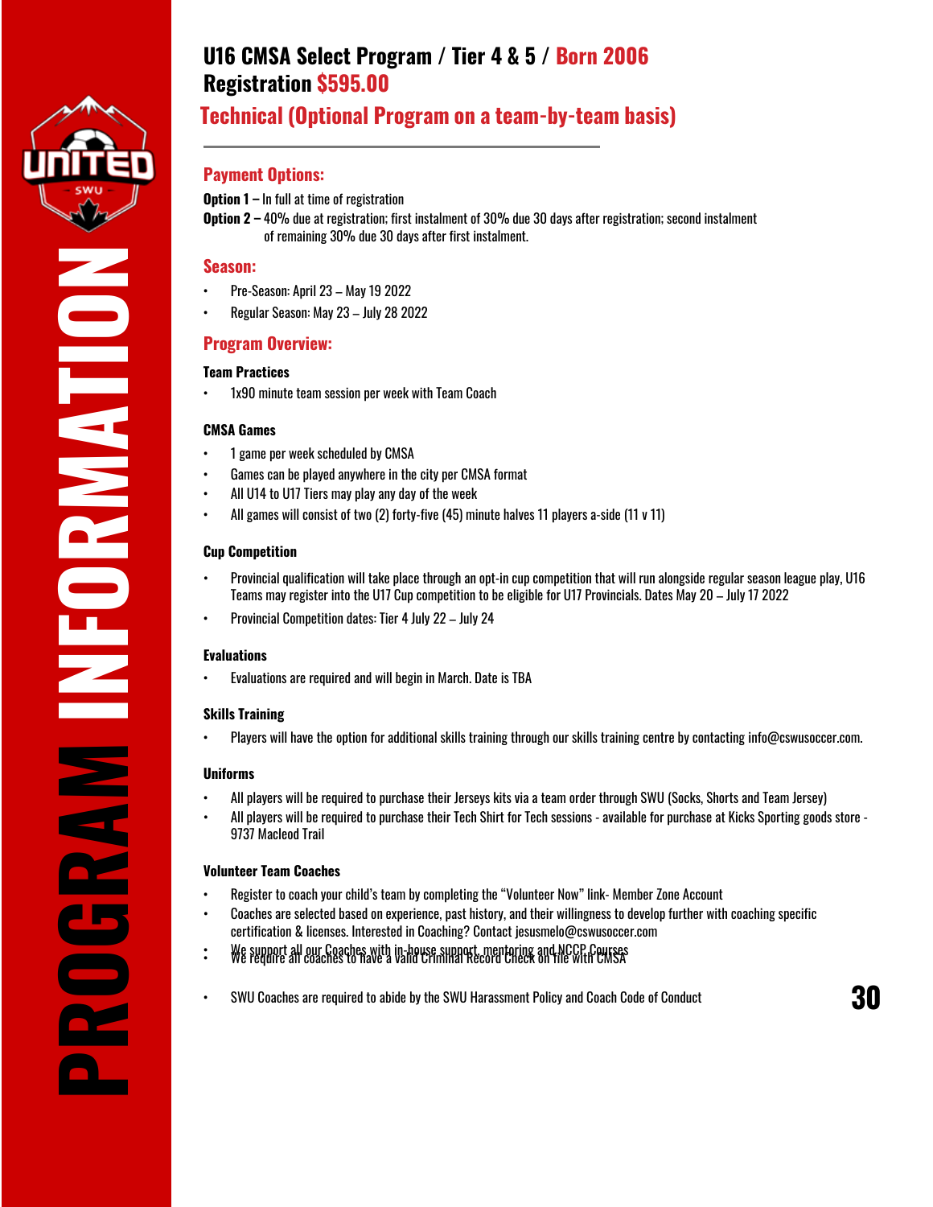# U16 CMSA Select Program / Tier 4 & 5 / Born 2006
# Registration $595.00

## Technical (Optional Program on a team-by-team basis)

### Payment Options:

**Option 1 –** In full at time of registration

**Option 2 –** 40% due at registration; first instalment of 30% due 30 days after registration; second instalment of remaining 30% due 30 days after first instalment.

### Season:

- Pre-Season: April 23 – May 19 2022
- Regular Season: May 23 – July 28 2022

### Program Overview:

**Team Practices**

- 1x90 minute team session per week with Team Coach

**CMSA Games**

- 1 game per week scheduled by CMSA
- Games can be played anywhere in the city per CMSA format
- All U14 to U17 Tiers may play any day of the week
- All games will consist of two (2) forty-five (45) minute halves 11 players a-side (11 v 11)

**Cup Competition**

- Provincial qualification will take place through an opt-in cup competition that will run alongside regular season league play, U16 Teams may register into the U17 Cup competition to be eligible for U17 Provincials. Dates May 20 – July 17 2022
- Provincial Competition dates: Tier 4 July 22 – July 24

**Evaluations**

- Evaluations are required and will begin in March. Date is TBA

**Skills Training**

- Players will have the option for additional skills training through our skills training centre by contacting info@cswusoccer.com.

**Uniforms**

- All players will be required to purchase their Jerseys kits via a team order through SWU (Socks, Shorts and Team Jersey)
- All players will be required to purchase their Tech Shirt for Tech sessions - available for purchase at Kicks Sporting goods store - 9737 Macleod Trail

**Volunteer Team Coaches**

- Register to coach your child's team by completing the "Volunteer Now" link- Member Zone Account
- Coaches are selected based on experience, past history, and their willingness to develop further with coaching specific certification & licenses. Interested in Coaching? Contact jesusmelo@cswusoccer.com
- We support all our Coaches with in-house support, mentoring and NCCP Courses
- We require all coaches to have a valid Criminal Record Check on file with CMSA
- SWU Coaches are required to abide by the SWU Harassment Policy and Coach Code of Conduct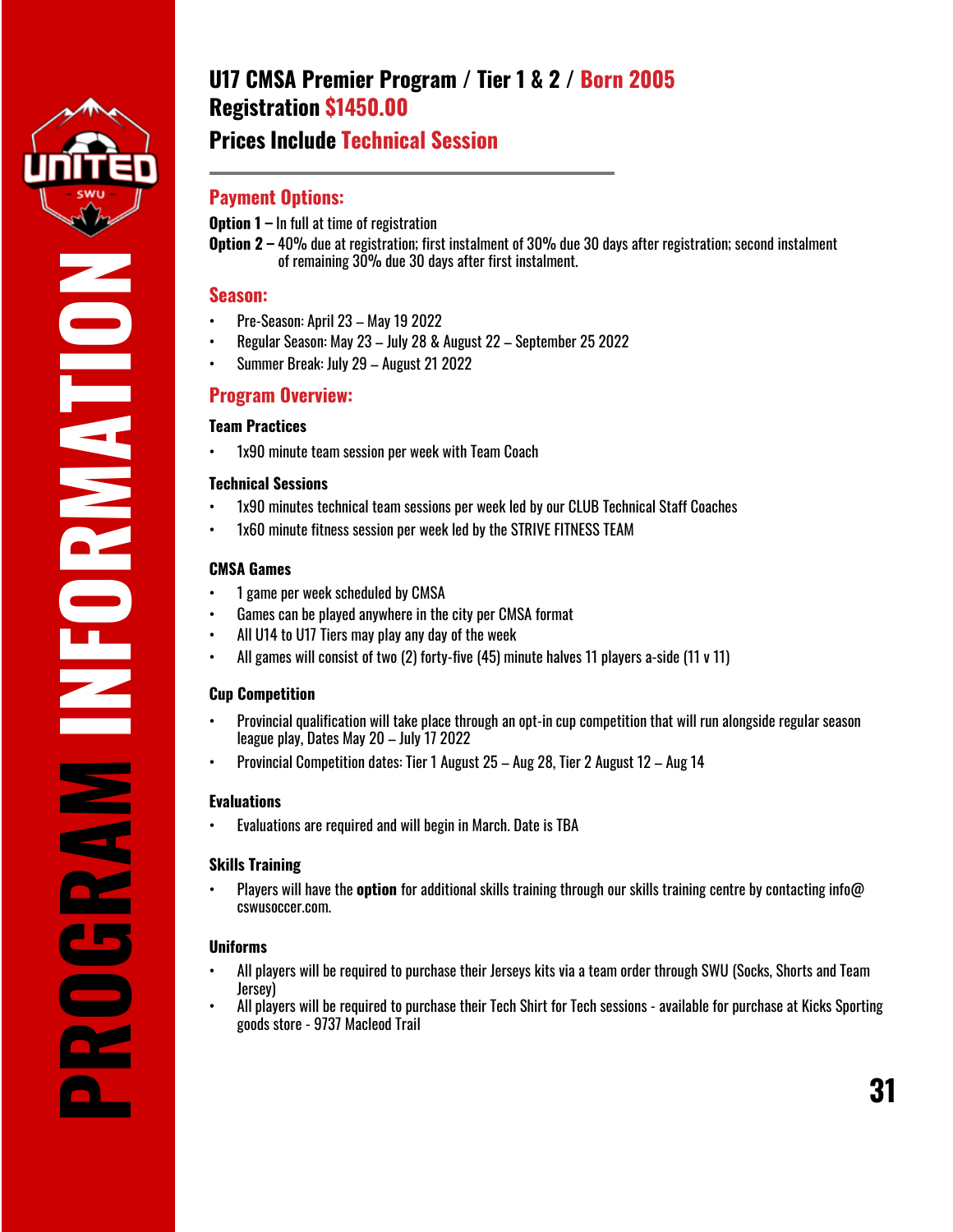# U17 CMSA Premier Program / Tier 1 & 2 / Born 2005

## Registration $1450.00

## Prices Include Technical Session

### Payment Options:

**Option 1 –** In full at time of registration

**Option 2 –** 40% due at registration; first instalment of 30% due 30 days after registration; second instalment of remaining 30% due 30 days after first instalment.

### Season:

- Pre-Season: April 23 – May 19 2022
- Regular Season: May 23 – July 28 & August 22 – September 25 2022
- Summer Break: July 29 – August 21 2022

### Program Overview:

**Team Practices**

- 1x90 minute team session per week with Team Coach

**Technical Sessions**

- 1x90 minutes technical team sessions per week led by our CLUB Technical Staff Coaches
- 1x60 minute fitness session per week led by the STRIVE FITNESS TEAM

**CMSA Games**

- 1 game per week scheduled by CMSA
- Games can be played anywhere in the city per CMSA format
- All U14 to U17 Tiers may play any day of the week
- All games will consist of two (2) forty-five (45) minute halves 11 players a-side (11 v 11)

**Cup Competition**

- Provincial qualification will take place through an opt-in cup competition that will run alongside regular season league play, Dates May 20 – July 17 2022
- Provincial Competition dates: Tier 1 August 25 – Aug 28, Tier 2 August 12 – Aug 14

**Evaluations**

- Evaluations are required and will begin in March. Date is TBA

**Skills Training**

- Players will have the **option** for additional skills training through our skills training centre by contacting info@cswusoccer.com.

**Uniforms**

- All players will be required to purchase their Jerseys kits via a team order through SWU (Socks, Shorts and Team Jersey)
- All players will be required to purchase their Tech Shirt for Tech sessions - available for purchase at Kicks Sporting goods store - 9737 Macleod Trail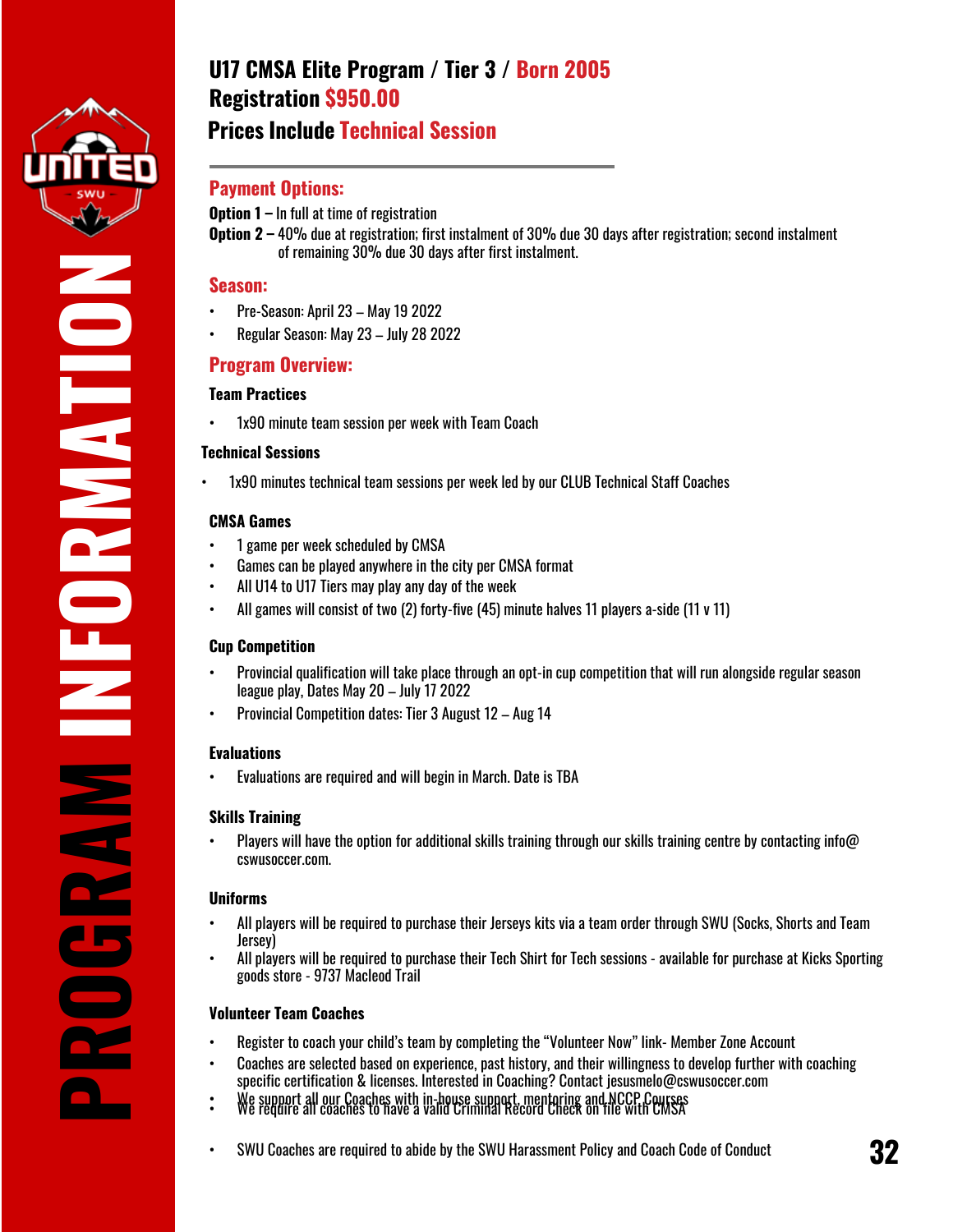# U17 CMSA Elite Program / Tier 3 / Born 2005

# Registration $950.00

## Prices Include Technical Session

## Payment Options:

**Option 1 –** In full at time of registration

**Option 2 –** 40% due at registration; first instalment of 30% due 30 days after registration; second instalment of remaining 30% due 30 days after first instalment.

## Season:

- Pre-Season: April 23 – May 19 2022
- Regular Season: May 23 – July 28 2022

## Program Overview:

### Team Practices

- 1x90 minute team session per week with Team Coach

### Technical Sessions

- 1x90 minutes technical team sessions per week led by our CLUB Technical Staff Coaches

### CMSA Games

- 1 game per week scheduled by CMSA
- Games can be played anywhere in the city per CMSA format
- All U14 to U17 Tiers may play any day of the week
- All games will consist of two (2) forty-five (45) minute halves 11 players a-side (11 v 11)

### Cup Competition

- Provincial qualification will take place through an opt-in cup competition that will run alongside regular season league play, Dates May 20 – July 17 2022
- Provincial Competition dates: Tier 3 August 12 – Aug 14

### Evaluations

- Evaluations are required and will begin in March. Date is TBA

### Skills Training

- Players will have the option for additional skills training through our skills training centre by contacting info@cswusoccer.com.

### Uniforms

- All players will be required to purchase their Jerseys kits via a team order through SWU (Socks, Shorts and Team Jersey)
- All players will be required to purchase their Tech Shirt for Tech sessions - available for purchase at Kicks Sporting goods store - 9737 Macleod Trail

### Volunteer Team Coaches

- Register to coach your child's team by completing the "Volunteer Now" link- Member Zone Account
- Coaches are selected based on experience, past history, and their willingness to develop further with coaching specific certification & licenses. Interested in Coaching? Contact jesusmelo@cswusoccer.com
- We support all our Coaches with in-house support, mentoring and NCCP Courses
- We require all coaches to have a valid Criminal Record Check on file with CMSA
- SWU Coaches are required to abide by the SWU Harassment Policy and Coach Code of Conduct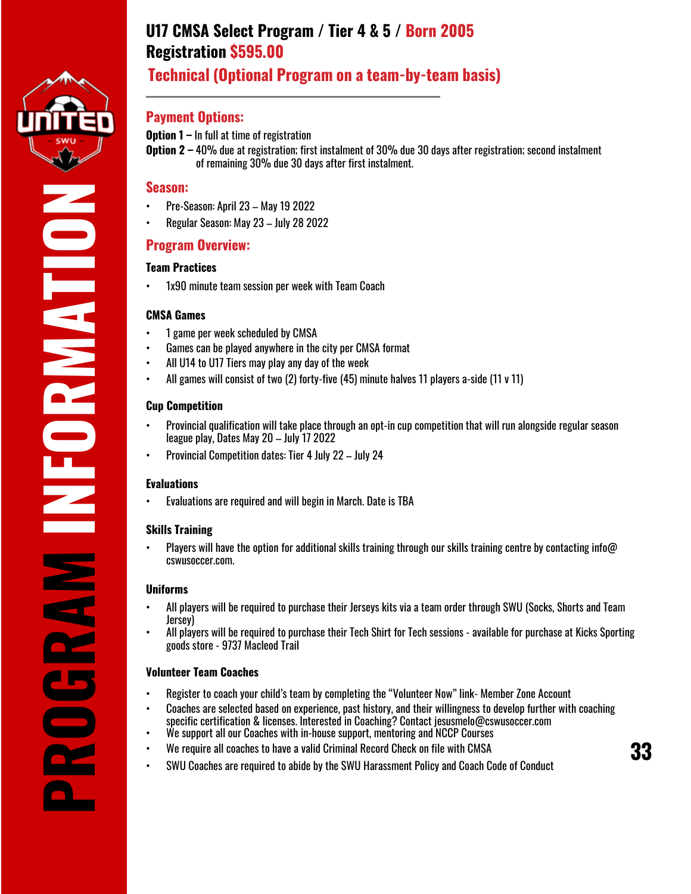# U17 CMSA Select Program / Tier 4 & 5 / Born 2005

# Registration $595.00

## Technical (Optional Program on a team-by-team basis)

## Payment Options:

**Option 1 –** In full at time of registration

**Option 2 –** 40% due at registration; first instalment of 30% due 30 days after registration; second instalment of remaining 30% due 30 days after first instalment.

## Season:

- Pre-Season: April 23 – May 19 2022
- Regular Season: May 23 – July 28 2022

## Program Overview:

### Team Practices

- 1x90 minute team session per week with Team Coach

### CMSA Games

- 1 game per week scheduled by CMSA
- Games can be played anywhere in the city per CMSA format
- All U14 to U17 Tiers may play any day of the week
- All games will consist of two (2) forty-five (45) minute halves 11 players a-side (11 v 11)

### Cup Competition

- Provincial qualification will take place through an opt-in cup competition that will run alongside regular season league play, Dates May 20 – July 17 2022
- Provincial Competition dates: Tier 4 July 22 – July 24

### Evaluations

- Evaluations are required and will begin in March. Date is TBA

### Skills Training

- Players will have the option for additional skills training through our skills training centre by contacting info@cswusoccer.com.

### Uniforms

- All players will be required to purchase their Jerseys kits via a team order through SWU (Socks, Shorts and Team Jersey)
- All players will be required to purchase their Tech Shirt for Tech sessions - available for purchase at Kicks Sporting goods store - 9737 Macleod Trail

### Volunteer Team Coaches

- Register to coach your child's team by completing the "Volunteer Now" link- Member Zone Account
- Coaches are selected based on experience, past history, and their willingness to develop further with coaching specific certification & licenses. Interested in Coaching? Contact jesusmelo@cswusoccer.com
- We support all our Coaches with in-house support, mentoring and NCCP Courses
- We require all coaches to have a valid Criminal Record Check on file with CMSA
- SWU Coaches are required to abide by the SWU Harassment Policy and Coach Code of Conduct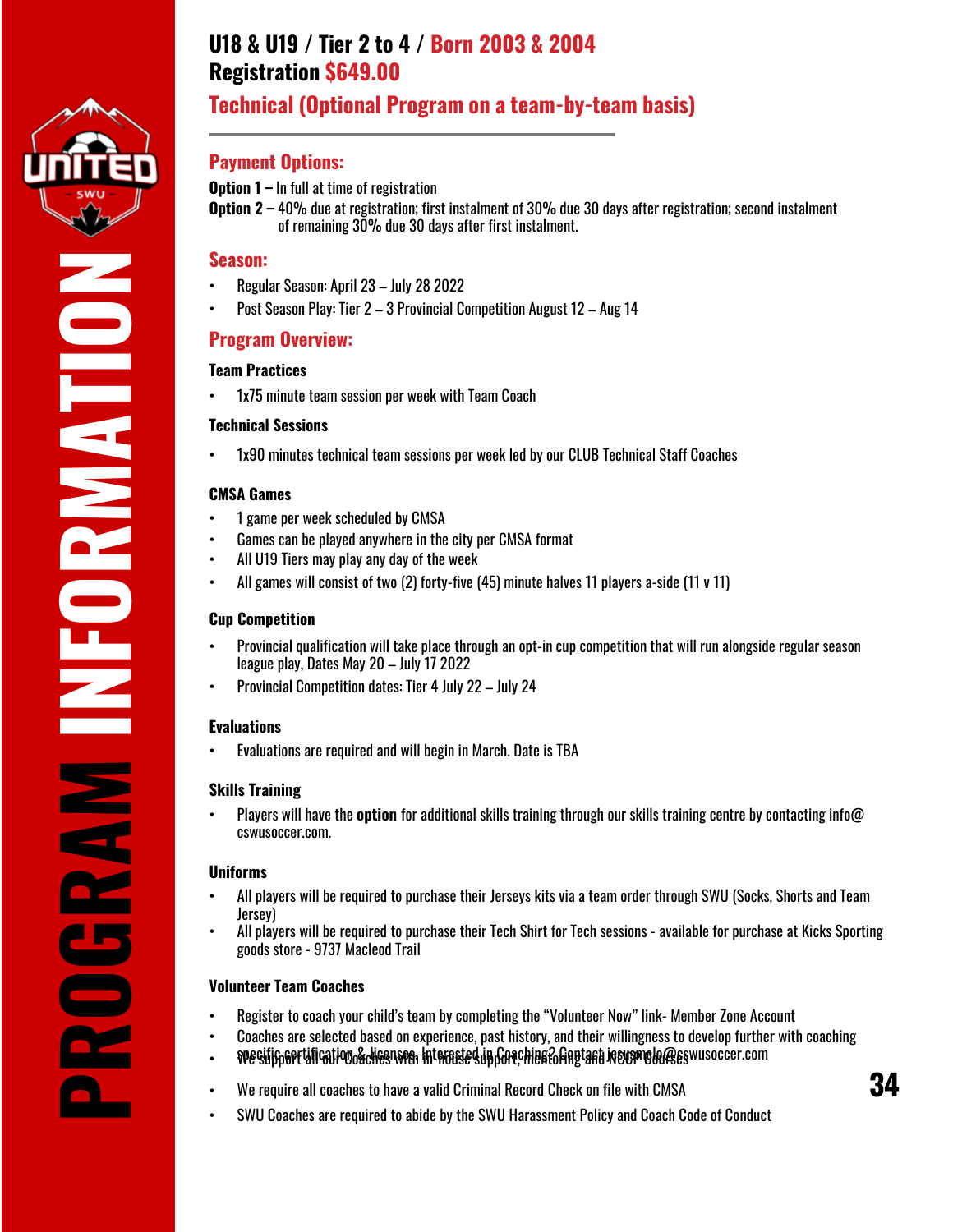# U18 & U19 / Tier 2 to 4 / Born 2003 & 2004
# Registration $649.00

## Technical (Optional Program on a team-by-team basis)

### Payment Options:

**Option 1 –** In full at time of registration

**Option 2 –** 40% due at registration; first instalment of 30% due 30 days after registration; second instalment of remaining 30% due 30 days after first instalment.

### Season:

- Regular Season: April 23 – July 28 2022
- Post Season Play: Tier 2 – 3 Provincial Competition August 12 – Aug 14

### Program Overview:

**Team Practices**

- 1x75 minute team session per week with Team Coach

**Technical Sessions**

- 1x90 minutes technical team sessions per week led by our CLUB Technical Staff Coaches

**CMSA Games**

- 1 game per week scheduled by CMSA
- Games can be played anywhere in the city per CMSA format
- All U19 Tiers may play any day of the week
- All games will consist of two (2) forty-five (45) minute halves 11 players a-side (11 v 11)

**Cup Competition**

- Provincial qualification will take place through an opt-in cup competition that will run alongside regular season league play, Dates May 20 – July 17 2022
- Provincial Competition dates: Tier 4 July 22 – July 24

**Evaluations**

- Evaluations are required and will begin in March. Date is TBA

**Skills Training**

- Players will have the **option** for additional skills training through our skills training centre by contacting info@cswusoccer.com.

**Uniforms**

- All players will be required to purchase their Jerseys kits via a team order through SWU (Socks, Shorts and Team Jersey)
- All players will be required to purchase their Tech Shirt for Tech sessions - available for purchase at Kicks Sporting goods store - 9737 Macleod Trail

**Volunteer Team Coaches**

- Register to coach your child's team by completing the "Volunteer Now" link- Member Zone Account
- Coaches are selected based on experience, past history, and their willingness to develop further with coaching specific certification & licenses. Interested in Coaching? Contact jesusmelo@cswusoccer.com
- We support all our Coaches with in-house support, mentoring and NCCP Courses
- We require all coaches to have a valid Criminal Record Check on file with CMSA
- SWU Coaches are required to abide by the SWU Harassment Policy and Coach Code of Conduct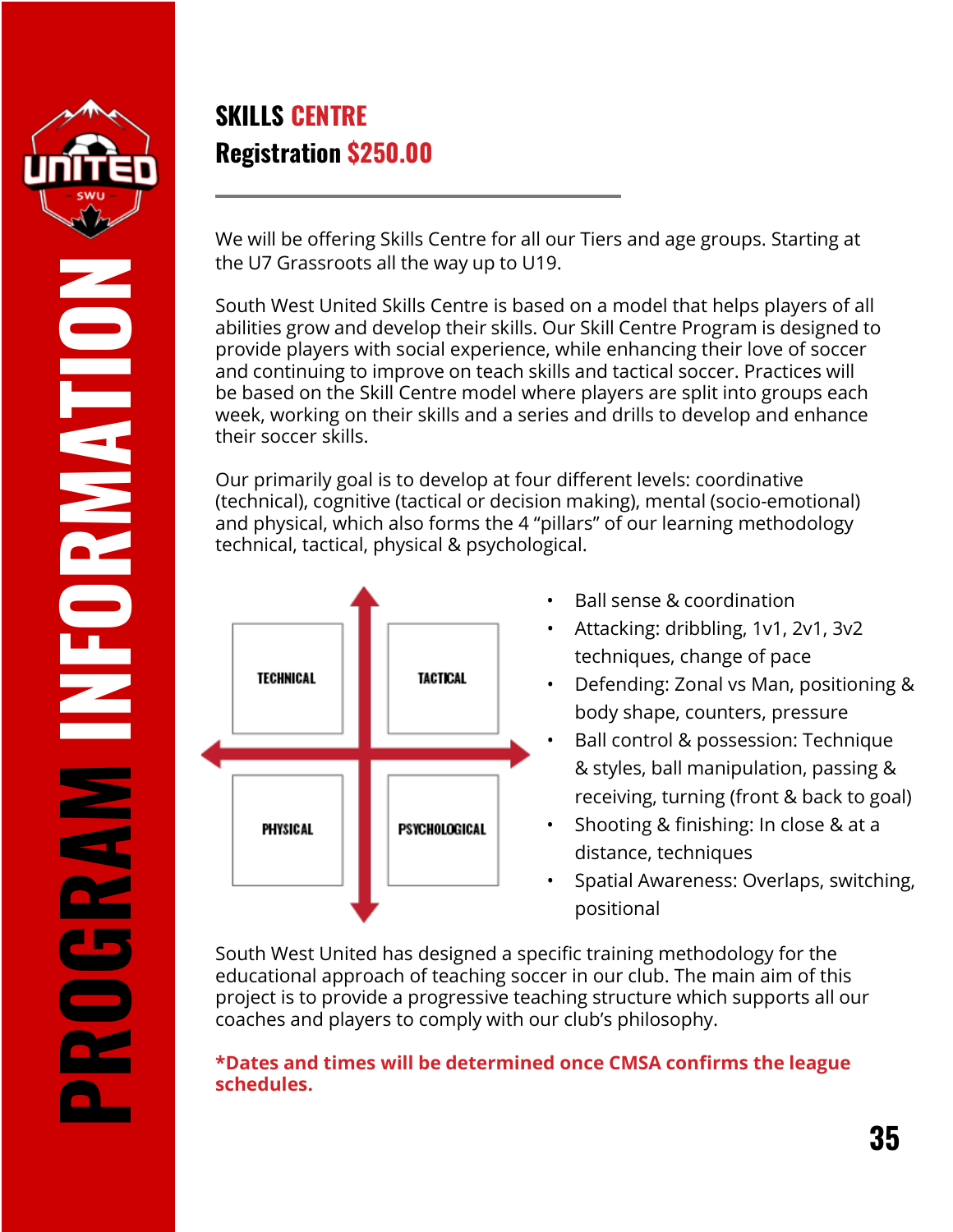# SKILLS CENTRE

## Registration $250.00

We will be offering Skills Centre for all our Tiers and age groups. Starting at the U7 Grassroots all the way up to U19.

South West United Skills Centre is based on a model that helps players of all abilities grow and develop their skills. Our Skill Centre Program is designed to provide players with social experience, while enhancing their love of soccer and continuing to improve on teach skills and tactical soccer. Practices will be based on the Skill Centre model where players are split into groups each week, working on their skills and a series and drills to develop and enhance their soccer skills.

Our primarily goal is to develop at four different levels: coordinative (technical), cognitive (tactical or decision making), mental (socio-emotional) and physical, which also forms the 4 "pillars" of our learning methodology technical, tactical, physical & psychological.

TECHNICAL
TACTICAL
PHYSICAL
PSYCHOLOGICAL

- Ball sense & coordination
- Attacking: dribbling, 1v1, 2v1, 3v2 techniques, change of pace
- Defending: Zonal vs Man, positioning & body shape, counters, pressure
- Ball control & possession: Technique & styles, ball manipulation, passing & receiving, turning (front & back to goal)
- Shooting & finishing: In close & at a distance, techniques
- Spatial Awareness: Overlaps, switching, positional

South West United has designed a specific training methodology for the educational approach of teaching soccer in our club. The main aim of this project is to provide a progressive teaching structure which supports all our coaches and players to comply with our club's philosophy.

**\*Dates and times will be determined once CMSA confirms the league schedules.**